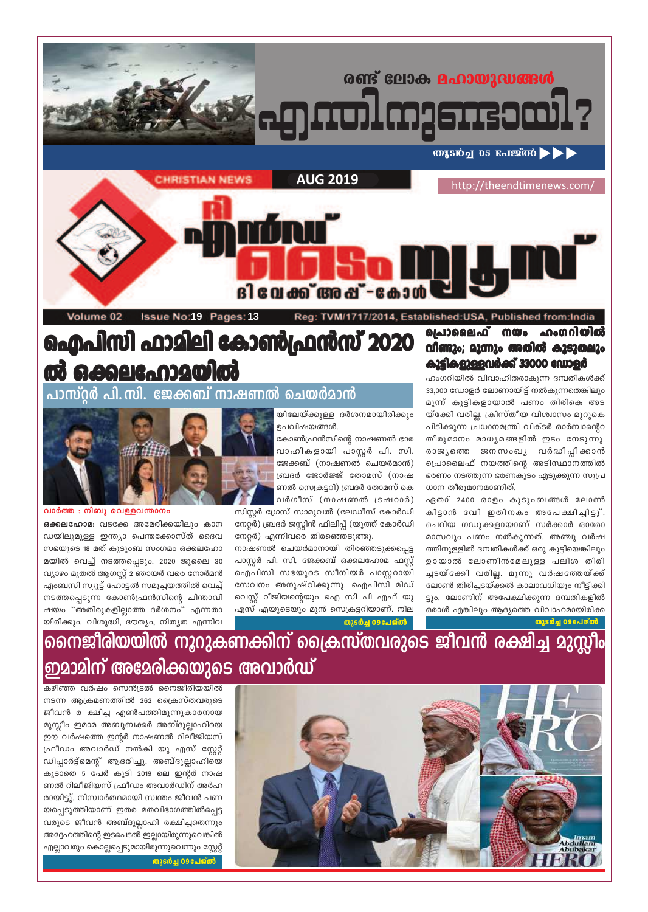രണ്ട് ലോക മഹായുദ്ധങ്ങൾ

# എന്തിനുണ്ടായി?

തുടർച്ച 05 പേജിൽ

CHRISTIAN NEWS | AUG 2019 | http://theendtimenews.com/

# ദി എൻഡ് ടൈം ന്യൂസ്

ദി വേക്ക് അപ്പ്-കോൾ

Volume 02 Issue No:19 Pages:13 Reg: TVM/1717/2014, Established:USA, Published from:India

# ഐപിസി ഫാമിലി കോൺഫ്രൻസ് 2020 ൽ ഒക്കലഹോമയിൽ

## പാസ്റ്റർ പി. സി. ജേക്കബ് നാഷണൽ ചെയർമാൻ

വാർത്ത : നിബു വെള്ളവന്താനം

**ഒക്കലഹോമ:** വടക്കേ അമേരിക്കയിലും കാനഡയിലുമുള്ള ഇന്ത്യാ പെന്തക്കോസ്ത് ദൈവ സഭയുടെ 18 മത് കുടുംബ സംഗമം ഒക്കലഹോമയിൽ വെച്ച് നടത്തപ്പെടും. 2020 ജൂലൈ 30 വ്യാഴം മുതൽ ആഗസ്റ്റ് 2 ഞായർ വരെ നോർമൻ എംബസി സ്യൂട്ട് ഹോട്ടൽ സമുച്ചയത്തിൽ വെച്ച് നടത്തപ്പെടുന്ന കോൺഫ്രൻസിന്റെ ചിന്താവിഷയം "അതിരുകളില്ലാത്ത ദർശനം" എന്നതായിരിക്കും. വിശുദ്ധി, ദൗത്യം, നിത്യത എന്നിവയിലേയ്ക്കുള്ള ദർശനമായിരിക്കും ഉപവിഷയങ്ങൾ.

കോൺഫ്രൻസിന്റെ നാഷണൽ ഭാരവാഹികളായി പാസ്റ്റർ പി. സി. ജേക്കബ് (നാഷണൽ ചെയർമാൻ) ബ്രദർ ജോർജ്ജ് തോമസ് (നാഷണൽ സെക്രട്ടറി) ബ്രദർ തോമസ് കെ വർഗീസ് (നാഷണൽ ട്രഷറാർ) സിസ്റ്റർ ഗ്രേസ് സാമുവൽ (ലേഡീസ് കോർഡിനേറ്റർ) ബ്രദർ ജസ്റ്റിൻ ഫിലിപ്പ് (യൂത്ത് കോർഡിനേറ്റർ) എന്നിവരെ തിരഞ്ഞെടുത്തു.

നാഷണൽ ചെയർമാനായി തിരഞ്ഞെടുക്കപ്പെട്ട പാസ്റ്റർ പി. സി. ജേക്കബ് ഒക്കലഹോമ ഫസ്റ്റ് ഐപിസി സഭയുടെ സീനിയർ പാസ്റ്ററായി സേവനം അനുഷ്ഠിക്കുന്നു. ഐപിസി മിഡ് വെസ്റ്റ് റീജിയന്റെയും ഐ സി പി എഫ് യു എസ് എയുടെയും മുൻ സെക്രട്ടറിയാണ്. നില

തുടർച്ച 09 പേജിൽ

# പ്രൊലൈഫ് നയം ഹംഗറിയിൽ വീണ്ടും; മൂന്നും അതിൽ കൂടുതലും കുട്ടികളുള്ളവർക്ക് 33000 ഡോളർ

ഹംഗറിയിൽ വിവാഹിതരാകുന്ന ദമ്പതികൾക്ക് 33,000 ഡോളർ ലോണായിട്ട് നൽകുന്നതെങ്കിലും മൂന്ന് കുട്ടികളായാൽ പണം തിരികെ അടയ്ക്കേ വരില്ല. ക്രിസ്തീയ വിശ്വാസം മുറുകെ പിടിക്കുന്ന പ്രധാനമന്ത്രി വിക്ടർ ഓർബാന്റെ തീരുമാനം മാധ്യമങ്ങളിൽ ഇടം നേടുന്നു. രാജ്യത്തെ ജനസംഖ്യ വർദ്ധിപ്പിക്കാൻ പ്രൊലൈഫ് നയത്തിന്റെ അടിസ്ഥാനത്തിൽ ഭരണം നടത്തുന്ന ഭരണകൂടം എടുക്കുന്ന സുപ്രധാന തീരുമാനമാണിത്.

ഏതാ് 2400 ഓളം കുടുംബങ്ങൾ ലോൺ കിട്ടാൻ വേ ഇതിനകം അപേക്ഷിച്ചിട്ട്. ചെറിയ ഗഡുക്കളായാണ് സർക്കാർ ഓരോ മാസവും പണം നൽകുന്നത്. അഞ്ചു വർഷത്തിനുള്ളിൽ ദമ്പതികൾക്ക് ഒരു കുട്ടിയെങ്കിലും ഉ‌ായാൽ ലോണിൻമേലുള്ള പലിശ തിരിച്ചടയ്ക്കേ വരില്ല. മൂന്നു വർഷത്തേയ്ക്ക് ലോൺ തിരിച്ചടയ്ക്കൽ കാലാവധിയും നീട്ടിക്കിട്ടും. ലോണിന് അപേക്ഷിക്കുന്ന ദമ്പതികളിൽ ഒരാൾ എങ്കിലും ആദ്യത്തെ വിവാഹമായിരിക്ക

തുടർച്ച 09 പേജിൽ

# നൈജീരിയയിൽ നൂറുകണക്കിന് ക്രൈസ്തവരുടെ ജീവൻ രക്ഷിച്ച മുസ്ലീം ഇമാമിന് അമേരിക്കയുടെ അവാർഡ്

കഴിഞ്ഞ വർഷം സെൻട്രൽ നൈജീരിയയിൽ നടന്ന ആക്രമണത്തിൽ 262 ക്രൈസ്തവരുടെ ജീവൻ ര ക്ഷിച്ച എൺപത്തിമൂന്നുകാരനായ മുസ്ലീം ഇമാമ അബൂബക്കർ അബ്ദുല്ലാഹിയെ ഈ വർഷത്തെ ഇന്റർ നാഷണൽ റിലീജിയസ് ഫ്രീഡം അവാർഡ് നൽകി യു എസ് സ്റ്റേറ്റ് ഡിപ്പാർട്ട്മെന്റ് ആദരിച്ചു. അബ്ദുല്ലാഹിയെ കൂടാതെ 5 പേർ കൂടി 2019 ലെ ഇന്റർ നാഷണൽ റിലീജിയസ് ഫ്രീഡം അവാർഡിന് അർഹരായിട്ടു്. നിസ്വാർത്ഥമായി സ്വന്തം ജീവൻ പണയപ്പെടുത്തിയാണ് ഇതര മതവിഭാഗത്തിൽപ്പെട്ടവരുടെ ജീവൻ അബ്ദുല്ലാഹി രക്ഷിച്ചതെന്നും അദ്ദേഹത്തിന്റെ ഇടപെടൽ ഇല്ലായിരുന്നുവെങ്കിൽ എല്ലാവരും കൊല്ലപ്പെടുമായിരുന്നുവെന്നും സ്റ്റേറ്റ്

തുടർച്ച 09 പേജിൽ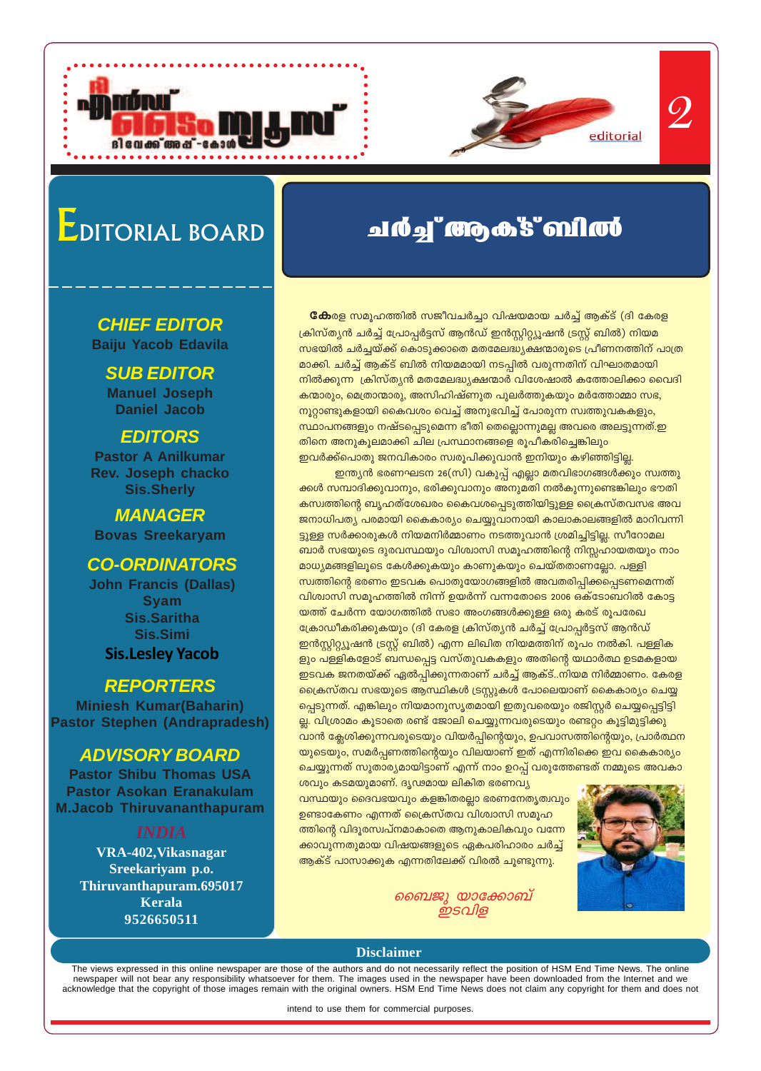# EDITORIAL BOARD

**CHIEF EDITOR**
Baiju Yacob Edavila

**SUB EDITOR**
Manuel Joseph
Daniel Jacob

**EDITORS**
Pastor A Anilkumar
Rev. Joseph chacko
Sis.Sherly

**MANAGER**
Bovas Sreekaryam

**CO-ORDINATORS**
John Francis (Dallas)
Syam
Sis.Saritha
Sis.Simi
Sis.Lesley Yacob

**REPORTERS**
Miniesh Kumar(Baharin)
Pastor Stephen (Andrapradesh)

**ADVISORY BOARD**
Pastor Shibu Thomas USA
Pastor Asokan Eranakulam
M.Jacob Thiruvananthapuram

**INDIA**
VRA-402,Vikasnagar
Sreekariyam p.o.
Thiruvanthapuram.695017
Kerala
9526650511

editorial

# ചർച്ച് ആക്ട് ബിൽ

**കേ**രള സമൂഹത്തിൽ സജീവചർച്ചാ വിഷയമായ ചർച്ച് ആക്ട് (ദി കേരള ക്രിസ്ത്യൻ ചർച്ച് പ്രോപ്പർട്ടസ് ആൻഡ് ഇൻസ്റ്റിറ്റ്യൂഷൻ ട്രസ്റ്റ് ബിൽ) നിയമ സഭയിൽ ചർച്ചയ്ക്ക് കൊടുക്കാതെ മതമേലദ്ധ്യക്ഷന്മാരുടെ പ്രീണനത്തിന് പാത്ര മാക്കി. ചർച്ച് ആക്ട് ബിൽ നിയമമായി നടപ്പിൽ വരുന്നതിന് വിഘാതമായി നിൽക്കുന്ന ക്രിസ്ത്യൻ മതമേലദ്ധ്യക്ഷന്മാർ വിശേഷാൽ കത്തോലിക്കാ വൈദി കന്മാരും, മെത്രാന്മാരു, അസിഹിഷ്ണുത പുലർത്തുകയും മർത്തോമ്മാ സഭ, നൂറ്റാണ്ടുകളായി കൈവശം വെച്ച് അനുഭവിച്ച് പോരുന്ന സ്വത്തുവകകളും, സ്ഥാപനങ്ങളും നഷ്ടപ്പെടുമെന്ന ഭീതി തെല്ലൊന്നുമല്ല അവരെ അലട്ടുന്നത്.ഇ തിനെ അനുകൂലമാക്കി ചില പ്രസ്ഥാനങ്ങളെ രൂപീകരിച്ചെങ്കിലും ഇവർക്കൊപ്പൊതു ജനവികാരം സ്വരൂപിക്കുവാൻ ഇനിയും കഴിഞ്ഞിട്ടില്ല.

ഇന്ത്യൻ ഭരണഘടന 26(സി) വകുപ്പ് എല്ലാ മതവിഭാഗങ്ങൾക്കും സ്വത്തു ക്കൾ സമ്പാദിക്കുവാനും, ഭരിക്കുവാനും അനുമതി നൽകുന്നുണ്ടെങ്കിലും ഭൗതി കസ്വത്തിന്റെ ബൃഹത്ശേഖരം കൈവശപ്പെടുത്തിയിട്ടുള്ള ക്രൈസ്തവസഭ അവ ജനാധിപത്യ പരമായി കൈകാര്യം ചെയ്യുവാനായി കാലാകാലങ്ങളിൽ മാറിവന്നി ട്ടുള്ള സർക്കാരുകൾ നിയമനിർമ്മാണം നടത്തുവാൻ ശ്രമിച്ചിട്ടില്ല. സീറോമല ബാർ സഭയുടെ ദുരവസ്ഥയും വിശ്വാസി സമൂഹത്തിന്റെ നിസ്സഹായതയും നാം മാധ്യമങ്ങളിലൂടെ കേൾക്കുകയും കാണുകയും ചെയ്തതാണല്ലോ. പള്ളി സ്വത്തിന്റെ ഭരണം ഇടവക പൊതുയോഗങ്ങളിൽ അവതരിപ്പിക്കപ്പെടണമെന്നത് വിശ്വാസി സമൂഹത്തിൽ നിന്ന് ഉയർന്ന് വന്നതോടെ 2006 ഒക്ടോബറിൽ കോട്ട യത്ത് ചേർന്ന യോഗത്തിൽ സഭാ അംഗങ്ങൾക്കുള്ള ഒരു കരട് രൂപരേഖ ക്രോഡീകരിക്കുകയും (ദി കേരള ക്രിസ്ത്യൻ ചർച്ച് പ്രോപ്പർട്ടസ് ആൻഡ് ഇൻസ്റ്റിറ്റ്യൂഷൻ ട്രസ്റ്റ് ബിൽ) എന്ന ലിഖിത നിയമത്തിന് രൂപം നൽകി. പള്ളിക ളും പള്ളികളോട് ബന്ധപ്പെട്ട വസ്തുവകകളും അതിന്റെ യഥാർത്ഥ ഉടമകളായ ഇടവക ജനതയ്ക്ക് ഏൽപ്പിക്കുന്നതാണ് ചർച്ച് ആക്ട്..നിയമ നിർമ്മാണം. കേരള ക്രൈസ്തവ സഭയുടെ ആസ്ഥികൾ ട്രസ്റ്റുകൾ പോലെയാണ് കൈകാര്യം ചെയ്യ പ്പെടുന്നത്. എങ്കിലും നിയമാനുസൃതമായി ഇതുവരെയും രജിസ്റ്റർ ചെയ്യപ്പെട്ടിട്ടി ല്ല. വിശ്രമം കൂടാതെ രണ്ട് ജോലി ചെയ്യുന്നവരുടെയും രണ്ടറ്റം കൂട്ടിമുട്ടിക്കു വാൻ ക്ലേശിക്കുന്നവരുടെയും വിയർപ്പിന്റെയും, ഉപവാസത്തിന്റെയും, പ്രാർത്ഥന യുടെയും, സമർപ്പണത്തിന്റെയും വിലയാണ് ഇത് എന്നിരിക്കെ ഇവ കൈകാര്യം ചെയ്യുന്നത് സുതാര്യമായിട്ടാണ് എന്ന് നാം ഉറപ്പ് വരുത്തേണ്ടത് നമ്മുടെ അവകാ ശവും കടമയുമാണ്. ദൃഢമായ ലിഖിത ഭരണവ്യ വസ്ഥയും ദൈവഭയവും കളങ്കിതരല്ലാ ഭരണനേതൃത്വവും ഉണ്ടാകേണം എന്നത് ക്രൈസ്തവ വിശ്വാസി സമൂഹ ത്തിന്റെ വിദൂരസ്വപ്നമാകാതെ ആനുകാലികവും വന്നേ ക്കാവുന്നതുമായ വിഷയങ്ങളുടെ ഏകപരിഹാരം ചർച്ച് ആക്ട് പാസാക്കുക എന്നതിലേക്ക് വിരൽ ചൂണ്ടുന്നു.

*ബൈജു യാക്കോബ്
ഇടവിള*

**Disclaimer**

The views expressed in this online newspaper are those of the authors and do not necessarily reflect the position of HSM End Time News. The online newspaper will not bear any responsibility whatsoever for them. The images used in the newspaper have been downloaded from the Internet and we acknowledge that the copyright of those images remain with the original owners. HSM End Time News does not claim any copyright for them and does not intend to use them for commercial purposes.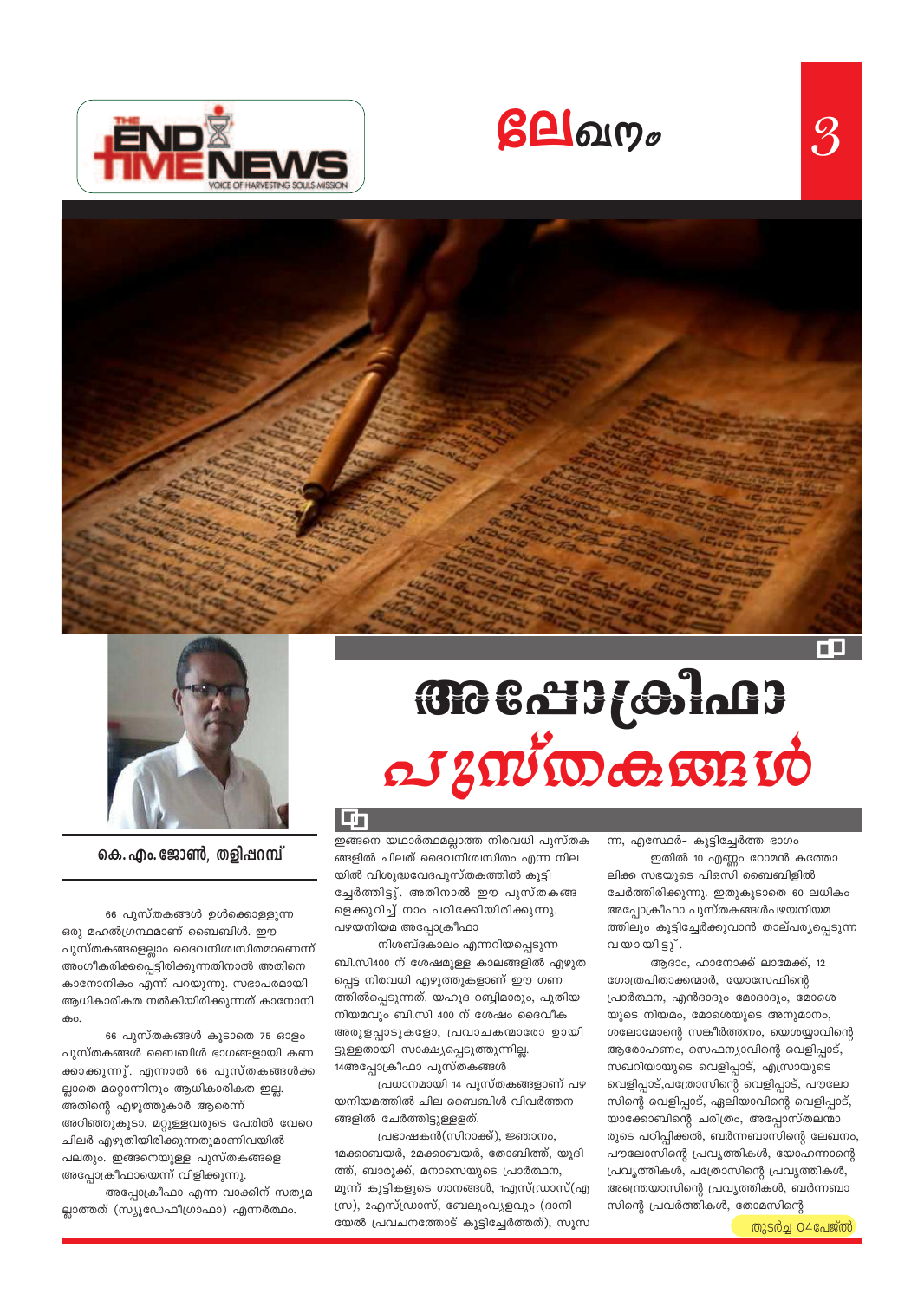# അപ്പോക്രിഫാ പുസ്തകങ്ങൾ

**കെ. എം. ജോൺ, തളിപ്പറമ്പ്**

66 പുസ്തകങ്ങൾ ഉൾക്കൊള്ളുന്ന ഒരു മഹൽഗ്രന്ഥമാണ് ബൈബിൾ. ഈ പുസ്തകങ്ങളെല്ലാം ദൈവനിശ്വസിതമാണെന്ന് അംഗീകരിക്കപ്പെട്ടിരിക്കുന്നതിനാൽ അതിനെ കാനോനികം എന്ന് പറയുന്നു. സഭാപരമായി ആധികാരികത നൽകിയിരിക്കുന്നത് കാനോനികം.

66 പുസ്തകങ്ങൾ കൂടാതെ 75 ഓളം പുസ്തകങ്ങൾ ബൈബിൾ ഭാഗങ്ങളായി കണക്കാക്കുന്നു്. എന്നാൽ 66 പുസ്തകങ്ങൾക്കല്ലാതെ മറ്റൊന്നിനും ആധികാരികത ഇല്ല. അതിന്റെ എഴുത്തുകാർ ആരെന്ന് അറിഞ്ഞുകൂടാ. മറ്റുള്ളവരുടെ പേരിൽ വേറെ ചിലർ എഴുതിയിരിക്കുന്നതുമാണിവയിൽ പലതും. ഇങ്ങനെയുള്ള പുസ്തകങ്ങളെ അപ്പോക്രീഫായെന്ന് വിളിക്കുന്നു.

അപ്പോക്രീഫാ എന്ന വാക്കിന് സത്യമല്ലാത്തത് (സ്യൂഡേഫീഗ്രാഫാ) എന്നർത്ഥം.

ഇങ്ങനെ യഥാർത്ഥമല്ലാത്ത നിരവധി പുസ്തകങ്ങളിൽ ചിലത് ദൈവനിശ്വസിതം എന്ന നിലയിൽ വിശുദ്ധവേദപുസ്തകത്തിൽ കൂട്ടിച്ചേർത്തിട്ടു്. അതിനാൽ ഈ പുസ്തകങ്ങളെക്കുറിച്ച് നാം പഠിക്കേയിരിക്കുന്നു.

പഴയനിയമ അപ്പോക്രീഫാ

നിശബ്ദകാലം എന്നറിയപ്പെടുന്ന ബി.സി400 ന് ശേഷമുള്ള കാലങ്ങളിൽ എഴുതപ്പെട്ട നിരവധി എഴുത്തുകളാണ് ഈ ഗണത്തിൽപ്പെടുന്നത്. യഹൂദ റബ്ബിമാരും, പുതിയ നിയമവും ബി.സി 400 ന് ശേഷം ദൈവീക അരുളപ്പാടുകളോ, പ്രവാചകന്മാരോ ഉായിട്ടുള്ളതായി സാക്ഷ്യപ്പെടുത്തുന്നില്ല.

14അപ്പോക്രീഫാ പുസ്തകങ്ങൾ

പ്രധാനമായി 14 പുസ്തകങ്ങളാണ് പഴയനിയമത്തിൽ ചില ബൈബിൾ വിവർത്തനങ്ങളിൽ ചേർത്തിട്ടുള്ളത്.

പ്രഭാഷകൻ(സിറാക്ക്), ജ്ഞാനം, 1മക്കാബയർ, 2മക്കാബയർ, തോബിത്ത്, യൂദിത്ത്, ബാറൂക്ക്, മനാസെയുടെ പ്രാർത്ഥന, മൂന്ന് കുട്ടികളുടെ ഗാനങ്ങൾ, 1എസ്ഡ്രാസ്(എസ്ര), 2എസ്ഡ്രാസ്, ബേലുംവ്യാളവും (ദാനിയേൽ പ്രവചനത്തോട് കൂട്ടിച്ചേർത്തത്), സൂസന്ന, എസ്ഥേർ- കൂട്ടിച്ചേർത്ത ഭാഗം

ഇതിൽ 10 എണ്ണം റോമൻ കത്തോലിക്ക സഭയുടെ പിഒസി ബൈബിളിൽ ചേർത്തിരിക്കുന്നു. ഇതുകൂടാതെ 60 ലധികം അപ്പോക്രീഫാ പുസ്തകങ്ങൾപഴയനിയമത്തിലും കൂട്ടിച്ചേർക്കുവാൻ താല്പര്യപ്പെടുന്നവയായിട്ടു്.

ആദാം, ഹാനോക്ക് ലാമേക്ക്, 12 ഗോത്രപിതാക്കന്മാർ, യോസേഫിന്റെ പ്രാർത്ഥന, എൻദാദും മോദാദും, മോശെയുടെ നിയമം, മോശെയുടെ അനുമാനം, ശലോമോന്റെ സങ്കീർത്തനം, യെശയ്യാവിന്റെ ആരോഹണം, സെഫന്യാവിന്റെ വെളിപ്പാട്, സഖറിയായുടെ വെളിപ്പാട്, എസ്രായുടെ വെളിപ്പാട്,പത്രോസിന്റെ വെളിപ്പാട്, പൗലോസിന്റെ വെളിപ്പാട്, ഏലിയാവിന്റെ വെളിപ്പാട്, യാക്കോബിന്റെ ചരിത്രം, അപ്പോസ്തലന്മാരുടെ പഠിപ്പിക്കൽ, ബർന്നബാസിന്റെ ലേഖനം, പൗലോസിന്റെ പ്രവൃത്തികൾ, യോഹന്നാന്റെ പ്രവൃത്തികൾ, പത്രോസിന്റെ പ്രവൃത്തികൾ, അന്ത്രെയാസിന്റെ പ്രവൃത്തികൾ, ബർന്നബാസിന്റെ പ്രവർത്തികൾ, തോമസിന്റെ

തുടർച്ച 04പേജിൽ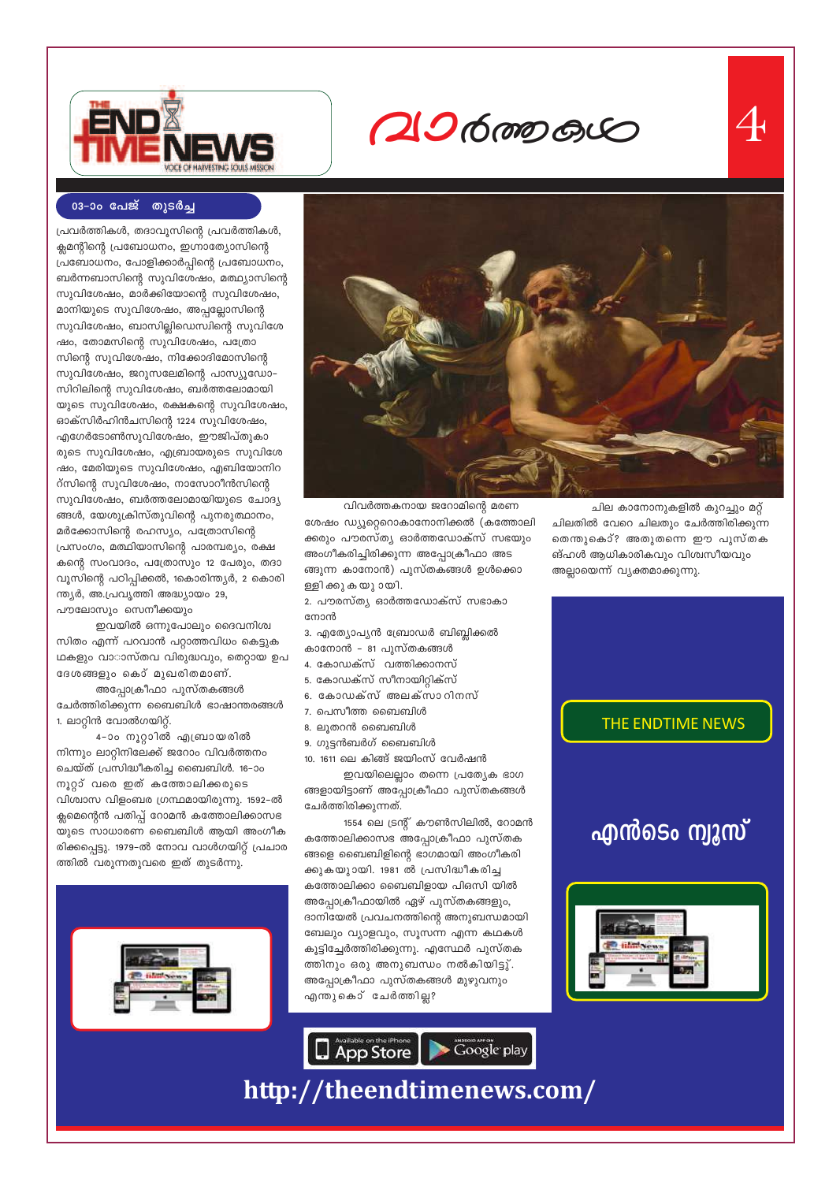**03-ാം പേജ് തുടർച്ച**

പ്രവർത്തികൾ, തദാവൂസിന്റെ പ്രവർത്തികൾ, ക്ലമന്റിന്റെ പ്രബോധനം, ഇഗ്നാത്യോസിന്റെ പ്രബോധനം, പോളിക്കാർപ്പിന്റെ പ്രബോധനം, ബർന്നബാസിന്റെ സുവിശേഷം, മത്ഥ്യാസിന്റെ സുവിശേഷം, മാർക്കിയോന്റെ സുവിശേഷം, മാനിയുടെ സുവിശേഷം, അപ്പല്ലോസിന്റെ സുവിശേഷം, ബാസില്ലിഡെസിന്റെ സുവിശേഷം, തോമസിന്റെ സുവിശേഷം, പത്രോസിന്റെ സുവിശേഷം, നിക്കോദിമോസിന്റെ സുവിശേഷം, ജറുസലേമിന്റെ പാസ്യൂഡോ-സിറിലിന്റെ സുവിശേഷം, ബർത്തലോമായിയുടെ സുവിശേഷം, രക്ഷകന്റെ സുവിശേഷം, ഓക്സിർഹിൻചസിന്റെ 1224 സുവിശേഷം, എഗേർടോൺസുവിശേഷം, ഈജിപ്തുകാരുടെ സുവിശേഷം, എബ്രായരുടെ സുവിശേഷം, മേരിയുടെ സുവിശേഷം, എബിയോനിറ്റ്സിന്റെ സുവിശേഷം, നാസോറീൻസിന്റെ സുവിശേഷം, ബർത്തലോമായിയുടെ ചോദ്യങ്ങൾ, യേശുക്രിസ്തുവിന്റെ പുനരുത്ഥാനം, മർക്കോസിന്റെ രഹസ്യം, പത്രോസിന്റെ പ്രസംഗം, മത്ഥിയാസിന്റെ പാരമ്പര്യം, രക്ഷകന്റെ സംവാദം, പത്രോസും 12 പേരും, തദാവൂസിന്റെ പഠിപ്പിക്കൽ, 1കൊരിന്ത്യർ, 2 കൊരിന്ത്യർ, അ.പ്രവൃത്തി അദ്ധ്യായം 29, പൗലോസും സെനീക്കയും

ഇവയിൽ ഒന്നുപോലും ദൈവനിശ്വസിതം എന്ന് പറവാൻ പറ്റാത്തവിധം കെട്ടുകഥകളും വാാസ്തവ വിരുദ്ധവും, തെറ്റായ ഉപദേശങ്ങളും കൊ് മുഖരിതമാണ്.

അപ്പോക്രീഫാ പുസ്തകങ്ങൾ ചേർത്തിരിക്കുന്ന ബൈബിൾ ഭാഷാന്തരങ്ങൾ

1. ലാറ്റിൻ വോൽഗയിറ്റ്.

4-ാം നൂറ്റാിൽ എബ്രായരിൽ നിന്നും ലാറ്റിനിലേക്ക് ജറോം വിവർത്തനം ചെയ്ത് പ്രസിദ്ധീകരിച്ച ബൈബിൾ. 16-ാം നൂറ്റ് വരെ ഇത് കത്തോലിക്കരുടെ വിശ്വാസ വിളംബര ഗ്രന്ഥമായിരുന്നു. 1592-ൽ ക്ലമെന്റെൻ പതിപ്പ് റോമൻ കത്തോലിക്കാസഭയുടെ സാധാരണ ബൈബിൾ ആയി അംഗീകരിക്കപ്പെട്ടു. 1979-ൽ നോവ വാൽഗയിറ്റ് പ്രചാരത്തിൽ വരുന്നതുവരെ ഇത് തുടർന്നു.

വിവർത്തകനായ ജറോമിന്റെ മരണശേഷം ഡ്യൂറ്റെറൊകാനോനിക്കൽ (കത്തോലിക്കരും പൗരസ്ത്യ ഓർത്തഡോക്സ് സഭയും അംഗീകരിച്ചിരിക്കുന്ന അപ്പോക്രീഫാ അടങ്ങുന്ന കാനോൻ) പുസ്തകങ്ങൾ ഉൾക്കൊള്ളിക്കുകയുായി.

2. പൗരസ്ത്യ ഓർത്തഡോക്സ് സഭാകാനോൻ
3. എത്യോപ്യൻ ബ്രോഡർ ബിബ്ലിക്കൽ കാനോൻ - 81 പുസ്തകങ്ങൾ
4. കോഡക്സ് വത്തിക്കാനസ്
5. കോഡക്സ് സീനായിറ്റിക്സ്
6. കോഡക്സ് അലക്സാറിനസ്
7. പെസീത്ത ബൈബിൾ
8. ലൂതറൻ ബൈബിൾ
9. ഗുട്ടൻബർഗ് ബൈബിൾ
10. 1611 ലെ കിങ്ങ് ജയിംസ് വേർഷൻ

ഇവയിലെല്ലാം തന്നെ പ്രത്യേക ഭാഗങ്ങളായിട്ടാണ് അപ്പോക്രീഫാ പുസ്തകങ്ങൾ ചേർത്തിരിക്കുന്നത്.

1554 ലെ ട്രന്റ് കൗൺസിലിൽ, റോമൻ കത്തോലിക്കാസഭ അപ്പോക്രീഫാ പുസ്തകങ്ങളെ ബൈബിളിന്റെ ഭാഗമായി അംഗീകരിക്കുകയുായി. 1981 ൽ പ്രസിദ്ധീകരിച്ച കത്തോലിക്കാ ബൈബിളായ പിഒസി യിൽ അപ്പോക്രീഫായിൽ ഏഴ് പുസ്തകങ്ങളും, ദാനിയേൽ പ്രവചനത്തിന്റെ അനുബന്ധമായി ബേലും വ്യാളവും, സൂസന്ന എന്ന കഥകൾ കൂട്ടിച്ചേർത്തിരിക്കുന്നു. എസ്തേർ പുസ്തകത്തിനും ഒരു അനുബന്ധം നൽകിയിട്ടു്. അപ്പോക്രീഫാ പുസ്തകങ്ങൾ മുഴുവനും എന്തുകൊ് ചേർത്തില്ല?

ചില കാനോനുകളിൽ കുറച്ചും മറ്റ് ചിലതിൽ വേറെ ചിലതും ചേർത്തിരിക്കുന്നതെന്തുകൊ്? അതുതന്നെ ഈ പുസ്തകങ്ങൾ ആധികാരികവും വിശ്വസീയവും അല്ലായെന്ന് വ്യക്തമാക്കുന്നു.

THE ENDTIME NEWS

എൻടൈം ന്യൂസ്

App Store | Google play

http://theendtimenews.com/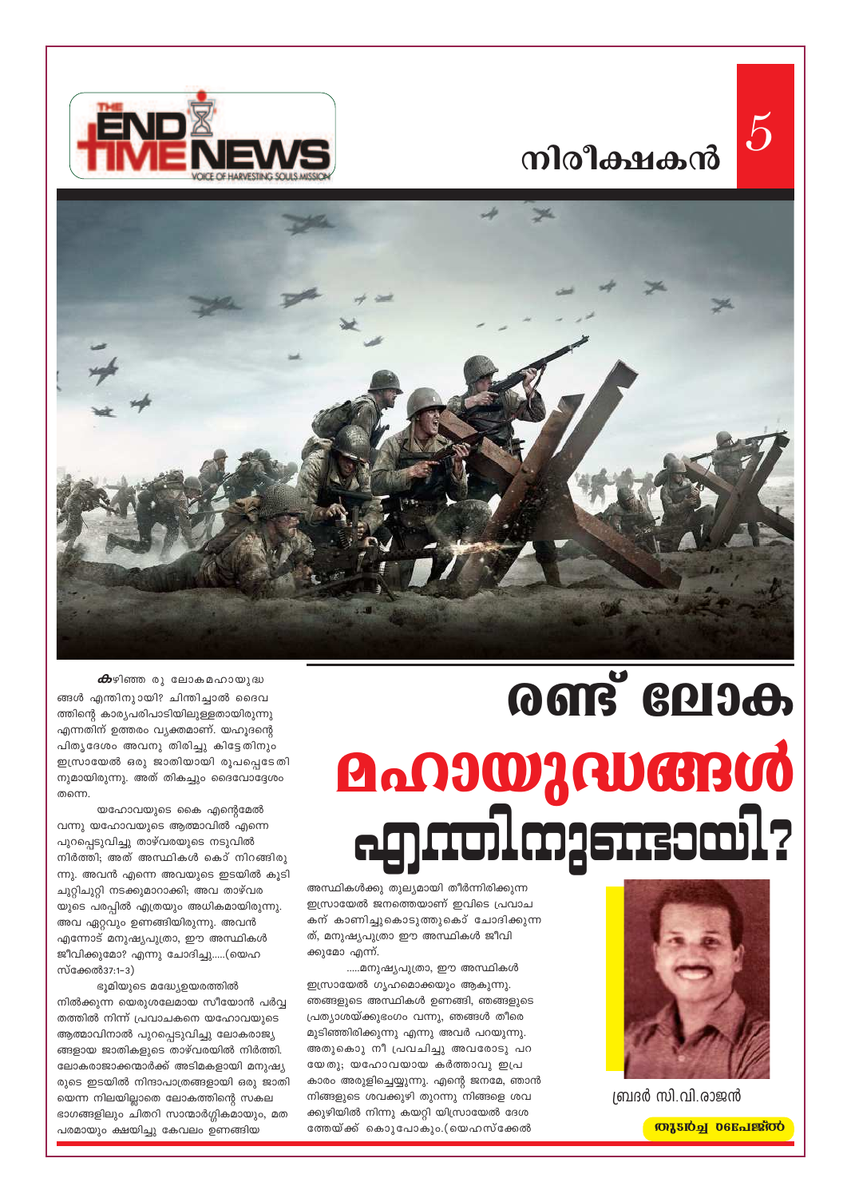# രണ്ട് ലോക മഹായുദ്ധങ്ങൾ എന്തിനുണ്ടായി?

കഴിഞ്ഞ രു ലോകമഹായുദ്ധങ്ങൾ എന്തിനുായി? ചിന്തിച്ചാൽ ദൈവത്തിന്റെ കാര്യപരിപാടിയിലുള്ളതായിരുന്നു എന്നതിന് ഉത്തരം വ്യക്തമാണ്. യഹൂദന്റെ പിതൃദേശം അവനു തിരിച്ചു കിട്ടേതിനും ഇസ്രായേൽ ഒരു ജാതിയായി രൂപപ്പെടേതിനുമായിരുന്നു. അത് തികച്ചും ദൈവോദ്ദേശം തന്നെ.

യഹോവയുടെ കൈ എന്റെമേൽ വന്നു യഹോവയുടെ ആത്മാവിൽ എന്നെ പുറപ്പെടുവിച്ചു താഴ്വരയുടെ നടുവിൽ നിർത്തി; അത് അസ്ഥികൾ കൊ് നിറഞ്ഞിരുന്നു. അവൻ എന്നെ അവയുടെ ഇടയിൽ കൂടി ചുറ്റിച്ചുറ്റി നടക്കുമാറാക്കി; അവ താഴ്വരയുടെ പരപ്പിൽ എത്രയും അധികമായിരുന്നു. അവ ഏറ്റവും ഉണങ്ങിയിരുന്നു. അവൻ എന്നോട് മനുഷ്യപുത്രാ, ഈ അസ്ഥികൾ ജീവിക്കുമോ? എന്നു ചോദിച്ചു.....(യെഹസ്ക്കേൽ37:1-3)

ഭൂമിയുടെ മദ്ധ്യേഉയരത്തിൽ നിൽക്കുന്ന യെരുശലേമായ സീയോൻ പർവ്വതത്തിൽ നിന്ന് പ്രവാചകനെ യഹോവയുടെ ആത്മാവിനാൽ പുറപ്പെടുവിച്ചു ലോകരാജ്യങ്ങളായ ജാതികളുടെ താഴ്വരയിൽ നിർത്തി. ലോകരാജാക്കന്മാർക്ക് അടിമകളായി മനുഷ്യരുടെ ഇടയിൽ നിന്ദാപാത്രങ്ങളായി ഒരു ജാതിയെന്ന നിലയില്ലാതെ ലോകത്തിന്റെ സകല ഭാഗങ്ങളിലും ചിതറി സാന്മാർഗ്ഗികമായും, മതപരമായും ക്ഷയിച്ചു കേവലം ഉണങ്ങിയ അസ്ഥികൾക്കു തുല്യമായി തീർന്നിരിക്കുന്ന ഇസ്രായേൽ ജനത്തെയാണ് ഇവിടെ പ്രവാചകന് കാണിച്ചുകൊടുത്തുകൊ് ചോദിക്കുന്നത്, മനുഷ്യപുത്രാ ഈ അസ്ഥികൾ ജീവിക്കുമോ എന്ന്.

.....മനുഷ്യപുത്രാ, ഈ അസ്ഥികൾ ഇസ്രായേൽ ഗൃഹമൊക്കയും ആകുന്നു. ഞങ്ങളുടെ അസ്ഥികൾ ഉണങ്ങി, ഞങ്ങളുടെ പ്രത്യാശയ്ക്കുഭംഗം വന്നു, ഞങ്ങൾ തീരെ മുടിഞ്ഞിരിക്കുന്നു എന്നു അവർ പറയുന്നു. അതുകൊു നീ പ്രവചിച്ചു അവരോടു പറയേതു; യഹോവയായ കർത്താവു ഇപ്രകാരം അരുളിച്ചെയ്യുന്നു. എന്റെ ജനമേ, ഞാൻ നിങ്ങളുടെ ശവക്കുഴി തുറന്നു നിങ്ങളെ ശവക്കുഴിയിൽ നിന്നു കയറ്റി യിസ്രായേൽ ദേശത്തേയ്ക്ക് കൊുപോകും.(യെഹസ്ക്കേൽ

ബ്രദർ സി.വി.രാജൻ

തുടർച്ച 06പേജിൽ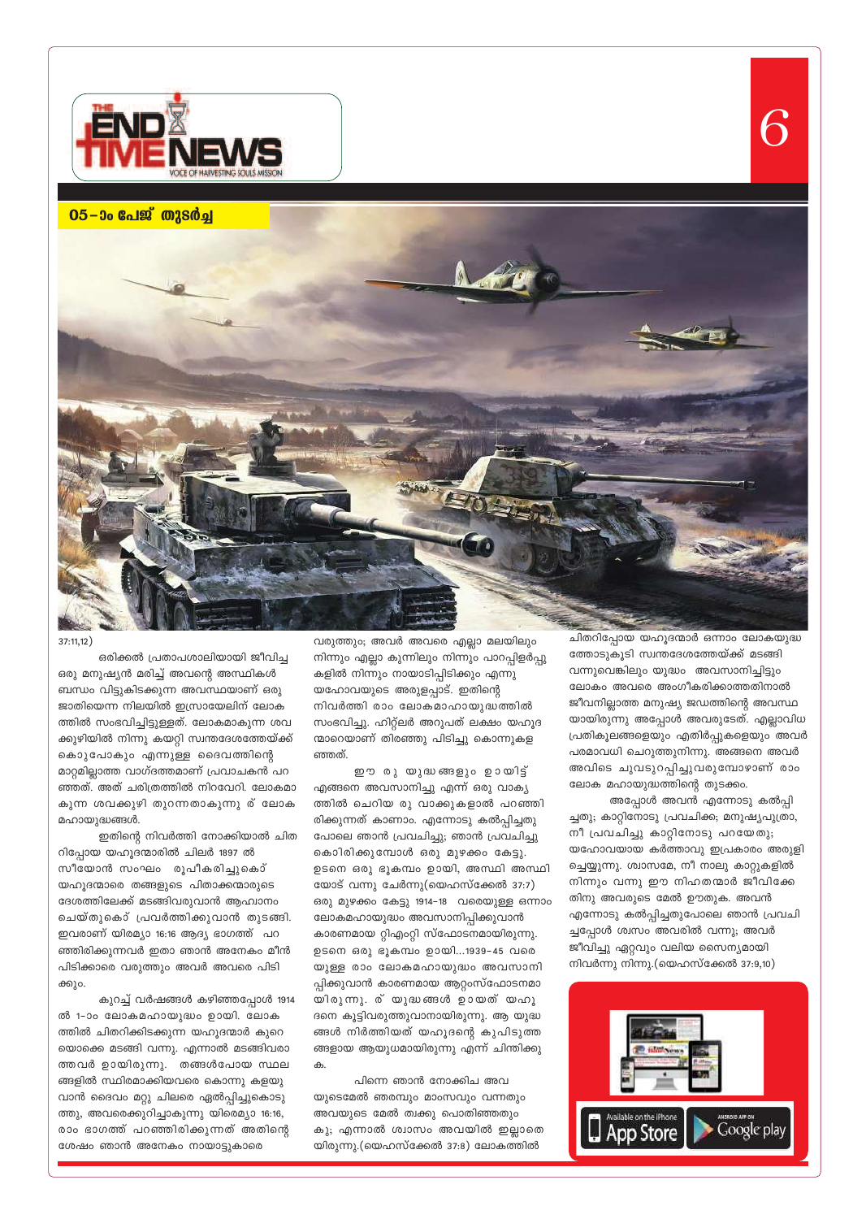05-ാം പേജ് തുടർച്ച

37:11,12)

ഒരിക്കൽ പ്രതാപശാലിയായി ജീവിച്ച ഒരു മനുഷ്യൻ മരിച്ച് അവന്റെ അസ്ഥികൾ ബന്ധം വിട്ടുകിടക്കുന്ന അവസ്ഥയാണ് ഒരു ജാതിയെന്ന നിലയിൽ ഇസ്രായേലിന് ലോകത്തിൽ സംഭവിച്ചിട്ടുള്ളത്. ലോകമാകുന്ന ശവക്കുഴിയിൽ നിന്നു കയറ്റി സ്വന്തദേശത്തേയ്ക്ക് കൊണ്ടുപോകും എന്നുള്ള ദൈവത്തിന്റെ മാറ്റമില്ലാത്ത വാഗ്ദത്തമാണ് പ്രവാചകൻ പറഞ്ഞത്. അത് ചരിത്രത്തിൽ നിറവേറി. ലോകമാകുന്ന ശവക്കുഴി തുറന്നതാകുന്നു ര് ലോക മഹായുദ്ധങ്ങൾ.

ഇതിന്റെ നിവർത്തി നോക്കിയാൽ ചിതറിപ്പോയ യഹൂദന്മാരിൽ ചിലർ 1897 ൽ സീയോൻ സംഘം രൂപീകരിച്ചുകൊ് യഹൂദന്മാരെ തങ്ങളുടെ പിതാക്കന്മാരുടെ ദേശത്തിലേക്ക് മടങ്ങിവരുവാൻ ആഹ്വാനം ചെയ്തുകൊ് പ്രവർത്തിക്കുവാൻ തുടങ്ങി. ഇവരാണ് യിരമ്യാ 16:16 ആദ്യ ഭാഗത്ത് പറഞ്ഞിരിക്കുന്നവർ ഇതാ ഞാൻ അനേകം മീൻ പിടിക്കാരെ വരുത്തും അവർ അവരെ പിടിക്കും.

കുറച്ച് വർഷങ്ങൾ കഴിഞ്ഞപ്പോൾ 1914 ൽ 1-ാം ലോകമഹായുദ്ധം ഉായി. ലോകത്തിൽ ചിതറിക്കിടക്കുന്ന യഹൂദന്മാർ കുറെയൊക്കെ മടങ്ങി വന്നു. എന്നാൽ മടങ്ങിവരാത്തവർ ഉായിരുന്നു. തങ്ങൾപോയ സ്ഥലങ്ങളിൽ സ്ഥിരമാക്കിയവരെ കൊന്നു കളയുവാൻ ദൈവം മറ്റു ചിലരെ ഏൽപ്പിച്ചുകൊടുത്തു, അവരെക്കുറിച്ചാകുന്നു യിരെമ്യാ 16:16, രാം ഭാഗത്ത് പറഞ്ഞിരിക്കുന്നത് അതിന്റെ ശേഷം ഞാൻ അനേകം നായാട്ടുകാരെ വരുത്തും; അവർ അവരെ എല്ലാ മലയിലും നിന്നും എല്ലാ കുന്നിലും നിന്നും പാറപ്പിളർപ്പുകളിൽ നിന്നും നായാടിപ്പിടിക്കും എന്നു യഹോവയുടെ അരുളപ്പാട്. ഇതിന്റെ നിവർത്തി രാം ലോകമഹായുദ്ധത്തിൽ സംഭവിച്ചു. ഹിറ്റ്ലർ അറുപത് ലക്ഷം യഹൂദന്മാരെയാണ് തിരഞ്ഞു പിടിച്ചു കൊന്നുകളഞ്ഞത്.

ഈ രു യുദ്ധങ്ങളും ഉായിട്ട് എങ്ങനെ അവസാനിച്ചു എന്ന് ഒരു വാക്യത്തിൽ ചെറിയ രു വാക്കുകളാൽ പറഞ്ഞിരിക്കുന്നത് കാണാം. എന്നോടു കൽപ്പിച്ചതു പോലെ ഞാൻ പ്രവചിച്ചു; ഞാൻ പ്രവചിച്ചുകൊിരിക്കുമ്പോൾ ഒരു മുഴക്കം കേട്ടു. ഉടനെ ഒരു ഭൂകമ്പം ഉായി, അസ്ഥി അസ്ഥിയോട് വന്നു ചേർന്നു(യെഹസ്ക്കേൽ 37:7) ഒരു മുഴക്കം കേട്ടു 1914-18 വരെയുള്ള ഒന്നാം ലോകമഹായുദ്ധം അവസാനിപ്പിക്കുവാൻ കാരണമായ റ്റിഎന്റി സ്ഫോടനമായിരുന്നു. ഉടനെ ഒരു ഭൂകമ്പം ഉായി...1939-45 വരെയുള്ള രാം ലോകമഹായുദ്ധം അവസാനിപ്പിക്കുവാൻ കാരണമായ ആറ്റംസ്ഫോടനമായിരുന്നു. ര് യുദ്ധങ്ങൾ ഉായത് യഹൂദനെ കൂട്ടിവരുത്തുവാനായിരുന്നു. ആ യുദ്ധങ്ങൾ നിർത്തിയത് യഹൂദന്റെ കുപിടുത്തങ്ങളായ ആയുധമായിരുന്നു എന്ന് ചിന്തിക്കുക.

പിന്നെ ഞാൻ നോക്കിച അവയുടെമേൽ ഞരമ്പും മാംസവും വന്നതും അവയുടെ മേൽ ത്വക്കു പൊതിഞ്ഞതും കു; എന്നാൽ ശ്വാസം അവയിൽ ഇല്ലാതെയിരുന്നു.(യെഹസ്ക്കേൽ 37:8) ലോകത്തിൽ ചിതറിപ്പോയ യഹൂദന്മാർ ഒന്നാം ലോകയുദ്ധത്തോടുകൂടി സ്വന്തദേശത്തേയ്ക്ക് മടങ്ങി വന്നുവെങ്കിലും യുദ്ധം അവസാനിച്ചിട്ടും ലോകം അവരെ അംഗീകരിക്കാത്തതിനാൽ ജീവനില്ലാത്ത മനുഷ്യ ജഡത്തിന്റെ അവസ്ഥയായിരുന്നു അപ്പോൾ അവരുടേത്. എല്ലാവിധ പ്രതികൂലങ്ങളെയും എതിർപ്പുകളെയും അവർ പരമാവധി ചെറുത്തുനിന്നു. അങ്ങനെ അവർ അവിടെ ചുവടുറപ്പിച്ചുവരുമ്പോഴാണ് രാം ലോക മഹായുദ്ധത്തിന്റെ തുടക്കം.

അപ്പോൾ അവൻ എന്നോടു കൽപ്പിച്ചതു; കാറ്റിനോടു പ്രവചിക്ക; മനുഷ്യപുത്രാ, നീ പ്രവചിച്ചു കാറ്റിനോടു പറയേതു; യഹോവയായ കർത്താവു ഇപ്രകാരം അരുളിച്ചെയ്യുന്നു. ശ്വാസമേ, നീ നാലു കാറ്റുകളിൽ നിന്നും വന്നു ഈ നിഹതന്മാർ ജീവിക്കേതിനു അവരുടെ മേൽ ഊതുക. അവൻ എന്നോടു കൽപ്പിച്ചതുപോലെ ഞാൻ പ്രവചിച്ചപ്പോൾ ശ്വസം അവരിൽ വന്നു; അവർ ജീവിച്ചു ഏറ്റവും വലിയ സൈന്യമായി നിവർന്നു നിന്നു.(യെഹസ്ക്കേൽ 37:9,10)

Available on the iPhone App Store | ANDROID APP ON Google play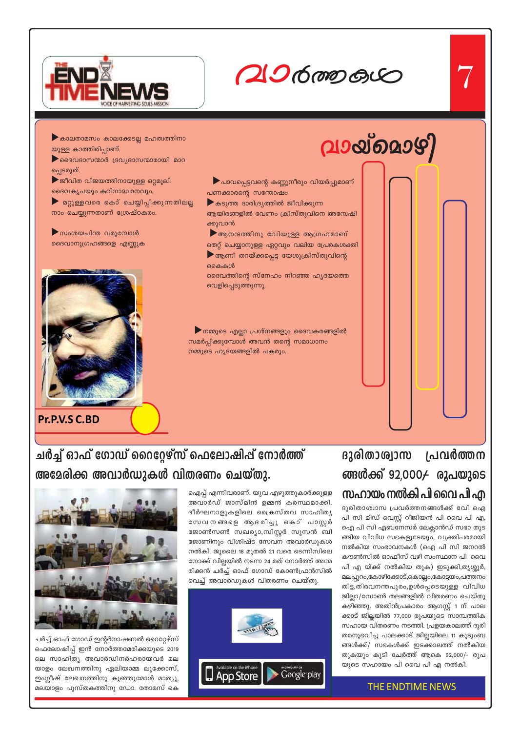# വാർത്തകൾ

## വായ്മൊഴി

▶ കാലതാമസം കാലക്കേടല്ല മഹത്വത്തിനായുള്ള കാത്തിരിപ്പാണ്.

▶ ദൈവദാസന്മാർ ദ്രവ്യദാസന്മാരായി മാറപ്പെടരുത്.

▶ ജീവിത വിജയത്തിനായുള്ള ഒറ്റമൂലി ദൈവകൃപയും കഠിനാദ്ധ്വാനവും.

▶ മറ്റുള്ളവരെ കൊ് ചെയ്യിപ്പിക്കുന്നതിലല്ല നാം ചെയ്യുന്നതാണ് ശ്രേഷ്ഠകരം.

▶ സംശയചിന്ത വരുമ്പോൾ ദൈവാനുഗ്രഹങ്ങളെ എണ്ണുക

▶ പാവപ്പെട്ടവന്റെ കണ്ണുനീരും വിയർപ്പുമാണ് പണക്കാരന്റെ സന്തോഷം

▶ കടുത്ത ദാരിദ്ര്യത്തിൽ ജീവിക്കുന്ന ആയിരങ്ങളിൽ വേണം ക്രിസ്തുവിനെ അന്വേഷിക്കുവാൻ

▶ ആനന്ദത്തിനു വേിയുള്ള ആഗ്രഹമാണ് തെറ്റ് ചെയ്യാനുള്ള ഏറ്റവും വലിയ പ്രേരകശക്തി

▶ ആണി തറയ്ക്കപ്പെട്ട യേശുക്രിസ്തുവിന്റെ കൈകൾ ദൈവത്തിന്റെ സ്നേഹം നിറഞ്ഞ ഹൃദയത്തെ വെളിപ്പെടുത്തുന്നു.

▶ നമ്മുടെ എല്ലാ പ്രശ്നങ്ങളും ദൈവകരങ്ങളിൽ സമർപ്പിക്കുമ്പോൾ അവൻ തന്റെ സമാധാനം നമ്മുടെ ഹൃദയങ്ങളിൽ പകരും.

**Pr.P.V.S C.BD**

## ചർച്ച് ഓഫ് ഗോഡ് റൈറ്റേഴ്സ് ഫെലോഷിപ്പ് നോർത്ത് അമേരിക്ക അവാർഡുകൾ വിതരണം ചെയ്തു.

ചർച്ച് ഓഫ് ഗോഡ് ഇന്റർനാഷണൽ റൈറ്റേഴ്സ് ഫെലോഷിപ്പ് ഇൻ നോർത്തമേരിക്കയുടെ 2019 ലെ സാഹിത്യ അവാർഡിനർഹരായവർ മലയാളം ലേഖനത്തിനു ഏലിയാമ്മ ലൂക്കോസ്, ഇംഗ്ലീഷ് ലേഖനത്തിനു കുഞ്ഞുമോൾ മാത്യു, മലയാളം പുസ്തകത്തിനു ഡോ. തോമസ് കെ ഐപ്പ് എന്നിവരാണ്. യുവ എഴുത്തുകാർക്കുള്ള അവാർഡ് ജാസ്മിൻ ഉമ്മൻ കരസ്ഥമാക്കി. ദീർഘനാളുകളിലെ ക്രൈസ്തവ സാഹിത്യ സേവനങ്ങളെ ആദരിച്ചു കൊ് പാസ്റ്റർ ജോൺസൺ സഖര്യാ,സിസ്റ്റർ സൂസൻ ബി ജോണിനും വിശിഷ്ട സേവന അവാർഡുകൾ നൽകി. ജൂലൈ 18 മുതൽ 21 വരെ ടെന്നിസിലെ നോക്ക് വില്ലയിൽ നടന്ന 24 മത് നോർത്ത് അമേരിക്കൻ ചർച്ച് ഓഫ് ഗോഡ് കോൺഫ്രൻസിൽ വെച്ച് അവാർഡുകൾ വിതരണം ചെയ്തു.

## ദുരിതാശ്വാസ പ്രവർത്തനങ്ങൾക്ക് 92,000/- രൂപയുടെ സഹായം നൽകി പി വൈ പി എ

ദുരിതാശ്വാസ പ്രവർത്തനങ്ങൾക്ക് വേി ഐ പി സി മിഡ് വെസ്റ്റ് റീജിയൻ പി വൈ പി എ, ഐ പി സി എബനേസർ ലേക്ലാൻഡ് സഭാ തുടങ്ങിയ വിവിധ സഭകളുടേയും, വ്യക്തിപരമായി നൽകിയ സംഭാവനകൾ (ഐ പി സി ജനറൽ കൗൺസിൽ ഓഫീസ് വഴി സംസ്ഥാന പി വൈ പി എ യ്ക്ക് നൽകിയ തുക) ഇടുക്കി,തൃശ്ശൂർ, മലപ്പുറം,കോഴിക്കോട്,കൊല്ലം,കോട്ടയം,പത്തനംതിട്ട,തിരവനന്തപുരം,ഉൾപ്പെടെയുള്ള വിവിധ ജില്ലാ/സോൺ തലങ്ങളിൽ വിതരണം ചെയ്തു കഴിഞ്ഞു. അതിൻപ്രകാരം ആഗസ്റ്റ് 1 ന് പാലക്കാട് ജില്ലയിൽ 77,000 രൂപയുടെ സാമ്പത്തിക സഹായ വിതരണം നടത്തി. പ്രളയകാലത്ത് ദുരിതമനുഭവിച്ച പാലക്കാട് ജില്ലയിലെ 11 കുടുംബങ്ങൾക്ക്/ സഭകൾക്ക് ഇടക്കാലത്ത് നൽകിയ തുകയും കൂടി ചേർത്ത് ആകെ 92,000/- രൂപയുടെ സഹായം പി വൈ പി എ നൽകി.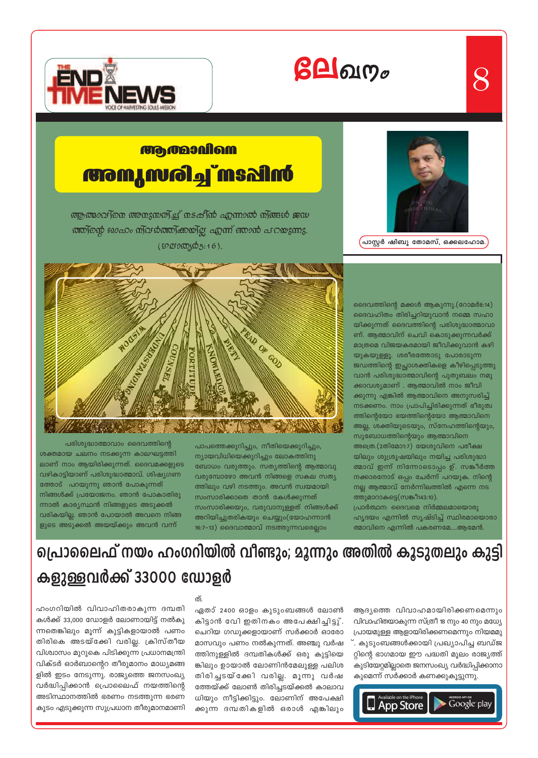# ലേഖനം

## ആത്മാവിനെ അനുസരിച്ച് നടപ്പിൻ

ആത്മാവിനെ അനുസരിച്ച് നടപ്പിൻ എന്നാൽ നിങ്ങൾ ജഡത്തിന്റെ മോഹം നിവർത്തിക്കയില്ല എന്ന് ഞാൻ പറയുന്നു. (ഗലാത്യർ5:16).

പാസ്റ്റർ ഷിബു തോമസ്, ഒക്കലഹോമ.

പരിശുദ്ധാത്മാവും ദൈവത്തിന്റെ ശക്തമായ ചലനം നടക്കുന്ന കാലഘട്ടത്തിലാണ് നാം ആയിരിക്കുന്നത്. ദൈവമക്കളുടെ വഴികാട്ടിയാണ് പരിശുദ്ധാത്മാവ്. ശിഷ്യന്മാരത്തോട് പറയുന്നു ഞാൻ പോകുന്നത് നിങ്ങൾക്ക് പ്രയോജനം. ഞാൻ പോകാതിരുന്നാൽ കാര്യസ്ഥൻ നിങ്ങളുടെ അടുക്കൽ വരികയില്ല. ഞാൻ പോയാൽ അവനെ നിങ്ങളുടെ അടുക്കൽ അയയ്ക്കും അവൻ വന്ന് പാപത്തെക്കുറിച്ചും, നീതിയെക്കുറിച്ചും, ന്യായവിധിയെക്കുറിച്ചും ലോകത്തിനു ബോധം വരുത്തും. സത്യത്തിന്റെ ആത്മാവു വരുമ്പോഴോ അവൻ നിങ്ങളെ സകല സത്യത്തിലും വഴി നടത്തും. അവൻ സ്വയമായി സംസാരിക്കാതെ താൻ കേൾക്കുന്നത് സംസാരിക്കയും, വരുവാനുള്ളത് നിങ്ങൾക്ക് അറിയിച്ചുതരികയും ചെയ്യും(യോഹന്നാൻ 16:7-13) ദൈവാത്മാവ് നടത്തുന്നവരെല്ലാം ദൈവത്തിന്റെ മക്കൾ ആകുന്നു.(റോമർ8:14) ദൈവഹിതം തിരിച്ചറിയുവാൻ നമ്മെ സഹായിക്കുന്നത് ദൈവത്തിന്റെ പരിശുദ്ധാത്മാവാണ്. ആത്മാവിന് ചെവി കൊടുക്കുന്നവർക്ക് മാത്രമെ വിജയകരമായി ജീവിക്കുവാൻ കഴിയുകയുള്ളു. ശരീരത്തോടു പോരാടുന്ന ജഡത്തിന്റെ ഇച്ഛാശക്തികളെ കീഴ്‌പ്പെടുത്തുവാൻ പരിശുദ്ധാത്മാവിന്റെ പുതുബലം നമുക്കാവശ്യമാണ് . ആത്മാവിൽ നാം ജീവിക്കുന്നു എങ്കിൽ ആത്മാവിനെ അനുസരിച്ച് നടക്കണം. നാം പ്രാപിച്ചിരിക്കുന്നത് ഭീരുത്വത്തിന്റെയോ ഭയത്തിന്റെയോ ആത്മാവിനെ അല്ല, ശക്തിയുടെയും, സ്നേഹത്തിന്റെയും, സുബോധത്തിന്റെയും ആത്മാവിനെ അത്രെ.(2തിമോ1:7) യേശുവിനെ പരീക്ഷയിലും ശുശ്രൂഷയിലും നയിച്ച പരിശുദ്ധാത്മാവ് ഇന്ന് നിന്നോടൊപ്പം ഉ്. സങ്കീർത്തനക്കാരനോട് ഒപ്പം ചേർന്ന് പറയുക. നിന്റെ നല്ല ആത്മാവ് നേർന്നിലത്തിൽ എന്നെ നടത്തുമാറാകട്ടെ(സങ്കീ143:10).

പ്രാർത്ഥന: ദൈവമെ നിർമ്മലമായൊരു ഹൃദയം എന്നിൽ സൃഷ്ടിച്ച് സ്ഥിരമായൊരാത്മാവിനെ എന്നിൽ പകരണമേ...ആമേൻ.

# പ്രൊലൈഫ് നയം ഹംഗറിയിൽ വീണ്ടും; മൂന്നും അതിൽ കൂടുതലും കുട്ടികളുള്ളവർക്ക് 33000 ഡോളർ

ഹംഗറിയിൽ വിവാഹിതരാകുന്ന ദമ്പതികൾക്ക് 33,000 ഡോളർ ലോണായിട്ട് നൽകുന്നതെങ്കിലും മൂന്ന് കുട്ടികളായാൽ പണം തിരികെ അടയ്ക്കേി വരില്ല. ക്രിസ്തീയ വിശ്വാസം മുറുകെ പിടിക്കുന്ന പ്രധാനമന്ത്രി വിക്ടർ ഓർബാന്റെറ തീരുമാനം മാധ്യമങ്ങളിൽ ഇടം നേടുന്നു. രാജ്യത്തെ ജനസംഖ്യ വർദ്ധിപ്പിക്കാൻ പ്രൊലൈഫ് നയത്തിന്റെ അടിസ്ഥാനത്തിൽ ഭരണം നടത്തുന്ന ഭരണകൂടം എടുക്കുന്ന സുപ്രധാന തീരുമാനമാണിത്.

ഏതാ് 2400 ഓളം കുടുംബങ്ങൾ ലോൺ കിട്ടാൻ വേി ഇതിനകം അപേക്ഷിച്ചിട്ടു്. ചെറിയ ഗഡുക്കളായാണ് സർക്കാർ ഓരോ മാസവും പണം നൽകുന്നത്. അഞ്ചു വർഷത്തിനുള്ളിൽ ദമ്പതികൾക്ക് ഒരു കുട്ടിയെങ്കിലും ഉായാൽ ലോണിൻമേലുള്ള പലിശ തിരിച്ചടയ്ക്കേി വരില്ല. മൂന്നു വർഷത്തേയ്ക്ക് ലോൺ തിരിച്ചടയ്ക്കൽ കാലാവധിയും നീട്ടിക്കിട്ടും. ലോണിന് അപേക്ഷിക്കുന്ന ദമ്പതികളിൽ ഒരാൾ എങ്കിലും ആദ്യത്തെ വിവാഹമായിരിക്കണമെന്നും വിവാഹിതയാകുന്ന സ്ത്രീ 18 നും 40 നും മധ്യേ പ്രായമുള്ള ആളായിരിക്കണമെന്നും നിയമമു്. കുടുംബങ്ങൾക്കായി പ്രഖ്യാപിച്ച ബഡ്ജറ്റിന്റെ ഭാഗമായ ഈ പദ്ധതി മൂലം രാജ്യത്ത് കുടിയേറ്റമില്ലാതെ ജനസംഖ്യ വർദ്ധിപ്പിക്കാനാകുമെന്ന് സർക്കാർ കണക്കുകൂട്ടുന്നു.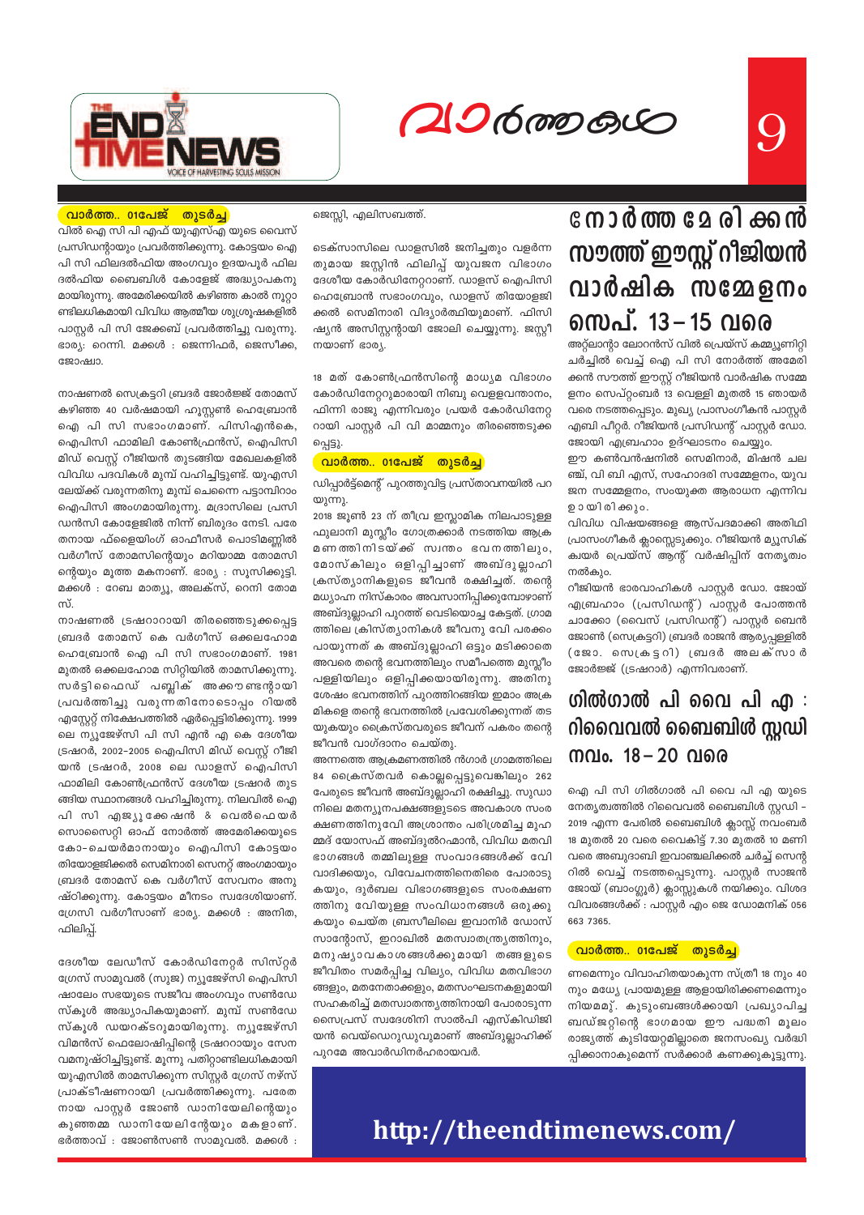## വാർത്ത.. 01പേജ് തുടർച്ച

വിൽ ഐ സി പി എഫ് യുഎസ്എ യുടെ വൈസ് പ്രസിഡന്റായും പ്രവർത്തിക്കുന്നു. കോട്ടയം ഐ പി സി ഫിലദൽഫിയ അംഗവും ഉദയപൂർ ഫില ദൽഫിയ ബൈബിൾ കോളേജ് അദ്ധ്യാപകനു മായിരുന്നു. അമേരിക്കയിൽ കഴിഞ്ഞ കാൽ നൂറ്റാണ്ടിലധികമായി വിവിധ ആത്മീയ ശുശ്രൂഷകളിൽ പാസ്റ്റർ പി സി ജേക്കബ് പ്രവർത്തിച്ചു വരുന്നു. ഭാര്യ: റെന്നി. മക്കൾ : ജെന്നിഫർ, ജെസ്സീക്ക, ജോഷ്വാ.

നാഷണൽ സെക്രട്ടറി ബ്രദർ ജോർജ്ജ് തോമസ് കഴിഞ്ഞ 40 വർഷമായി ഹൂസ്റ്റൺ ഹെബ്രോൻ ഐ പി സി സഭാംഗമാണ്. പിസിഎൻകെ, ഐപിസി ഫാമിലി കോൺഫ്രൻസ്, ഐപിസി മിഡ് വെസ്റ്റ് റീജിയൻ തുടങ്ങിയ മേഖലകളിൽ വിവിധ പദവികൾ മുമ്പ് വഹിച്ചിട്ടുണ്ട്. യുഎസി ലേയ്ക്ക് വരുന്നതിനു മുമ്പ് ചെന്നൈ പട്ടാമ്പിറാം ഐപിസി അംഗമായിരുന്നു. മദ്രാസിലെ പ്രസി ഡൻസി കോളേജിൽ നിന്ന് ബിരുദം നേടി. പരേതനായ ഫ്ളൈയിംഗ് ഓഫീസർ പൊടിമണ്ണിൽ വർഗീസ് തോമസിന്റെയും മറിയാമ്മ തോമസി ന്റെയും മൂത്ത മകനാണ്. ഭാര്യ : സൂസിക്കുട്ടി. മക്കൾ : റേബ മാത്യു, അലക്സ്, റെനി തോമസ്.

നാഷണൽ ട്രഷറാറായി തിരഞ്ഞെടുക്കപ്പെട്ട ബ്രദർ തോമസ് കെ വർഗീസ് ഒക്കലഹോമ ഹെബ്രോൻ ഐ പി സി സഭാംഗമാണ്. 1981 മുതൽ ഒക്കലഹോമ സിറ്റിയിൽ താമസിക്കുന്നു. സർട്ടിഫൈഡ് പബ്ലിക് അക്കൗണ്ടന്റായി പ്രവർത്തിച്ചു വരുന്നതിനോടൊപ്പം റിയൽ എസ്റ്റേറ്റ് നിക്ഷേപത്തിൽ ഏർപ്പെട്ടിരിക്കുന്നു. 1999 ലെ ന്യൂജേഴ്സി പി സി എൻ എ കെ ദേശീയ ട്രഷറർ, 2002–2005 ഐപിസി മിഡ് വെസ്റ്റ് റീജിയൻ ട്രഷറർ, 2008 ലെ ഡാളസ് ഐപിസി ഫാമിലി കോൺഫ്രൻസ് ദേശീയ ട്രഷറർ തുടങ്ങിയ സ്ഥാനങ്ങൾ വഹിച്ചിരുന്നു. നിലവിൽ ഐ പി സി എജ്യൂക്കേഷൻ & വെൽഫെയർ സൊസൈറ്റി ഓഫ് നോർത്ത് അമേരിക്കയുടെ കോ–ചെയർമാനായും ഐപിസി കോട്ടയം തിയോളജിക്കൽ സെമിനാരി സെനറ്റ് അംഗമായും ബ്രദർ തോമസ് കെ വർഗീസ് സേവനം അനുഷ്ഠിക്കുന്നു. കോട്ടയം മീനടം സ്വദേശിയാണ്. ഗ്രേസി വർഗീസാണ് ഭാര്യ. മക്കൾ : അനിത, ഫിലിപ്പ്.

ദേശീയ ലേഡീസ് കോർഡിനേറ്റർ സിസ്റ്റർ ഗ്രേസ് സാമുവൽ (സൂജ) ന്യൂജേഴ്സി ഐപിസി ഷാലോം സഭയുടെ സജീവ അംഗവും സൺഡേ സ്കൂൾ അദ്ധ്യാപികയുമാണ്. മുമ്പ് സൺഡേ സ്കൂൾ ഡയറക്ടറുമായിരുന്നു. ന്യൂജേഴ്സി വിമൻസ് ഫെലോഷിപ്പിന്റെ ട്രഷററായും സേനവമനുഷ്ഠിച്ചിട്ടുണ്ട്. മൂന്നു പതിറ്റാണ്ടിലധികമായി യുഎസിൽ താമസിക്കുന്ന സിസ്റ്റർ ഗ്രേസ് നഴ്സ് പ്രാക്ടീഷണറായി പ്രവർത്തിക്കുന്നു. പരേതനായ പാസ്റ്റർ ജോൺ ഡാനിയേലിന്റെയും കുഞ്ഞമ്മ ഡാനിയേലിന്റേയും മകളാണ്. ഭർത്താവ് : ജോൺസൺ സാമുവൽ. മക്കൾ : ജെസ്സി, എലിസബത്ത്.

ടെക്സാസിലെ ഡാളസിൽ ജനിച്ചതും വളർന്നതുമായ ജസ്റ്റിൻ ഫിലിപ്പ് യുവജന വിഭാഗം ദേശീയ കോർഡിനേറ്ററാണ്. ഡാളസ് ഐപിസി ഹെബ്രോൻ സഭാംഗവും, ഡാളസ് തിയോളജിക്കൽ സെമിനാരി വിദ്യാർത്ഥിയുമാണ്. ഫിസിഷ്യൻ അസിസ്റ്റന്റായി ജോലി ചെയ്യുന്നു. ജസ്റ്റീനയാണ് ഭാര്യ.

18 മത് കോൺഫ്രൻസിന്റെ മാധ്യമ വിഭാഗം കോർഡിനേറ്ററുമാരായി നിബു വെള്ളവന്താനം, ഫിന്നി രാജു എന്നിവരും പ്രയർ കോർഡിനേറ്ററായി പാസ്റ്റർ പി വി മാമ്മനും തിരഞ്ഞെടുക്കപ്പെട്ടു.

## വാർത്ത.. 01പേജ് തുടർച്ച

ഡിപ്പാർട്ട്മെന്റ് പുറത്തുവിട്ട പ്രസ്താവനയിൽ പറയുന്നു.

2018 ജൂൺ 23 ന് തീവ്ര ഇസ്ലാമിക നിലപാടുള്ള ഫുലാനി മുസ്ലീം ഗോത്രക്കാർ നടത്തിയ ആക്രമണത്തിനിടയ്ക്ക് സ്വന്തം ഭവനത്തിലും, മോസ്കിലും ഒളിപ്പിച്ചാണ് അബ്ദുല്ലാഹി ക്രസ്ത്യാനികളുടെ ജീവൻ രക്ഷിച്ചത്. തന്റെ മധ്യാഹ്ന നിസ്കാരം അവസാനിപ്പിക്കുമ്പോഴാണ് അബ്ദുല്ലാഹി പുറത്ത് വെടിയൊച്ച കേട്ടത്. ഗ്രാമത്തിലെ ക്രിസ്ത്യാനികൾ ജീവനു വേി പരക്കം പായുന്നത് ക അബ്ദുല്ലാഹി ഒട്ടും മടിക്കാതെ അവരെ തന്റെ ഭവനത്തിലും സമീപത്തെ മുസ്ലീം പള്ളിയിലും ഒളിപ്പിക്കയായിരുന്നു. അതിനു ശേഷം ഭവനത്തിന് പുറത്തിറങ്ങിയ ഇമാം അക്രമികളെ തന്റെ ഭവനത്തിൽ പ്രവേശിക്കുന്നത് തടയുകയും ക്രൈസ്തവരുടെ ജീവന് പകരം തന്റെ ജീവൻ വാഗ്ദാനം ചെയ്തു.

അന്നത്തെ ആക്രമണത്തിൽ ൻഗാർ ഗ്രാമത്തിലെ 84 ക്രൈസ്തവർ കൊല്ലപ്പെട്ടുവെങ്കിലും 262 പേരുടെ ജീവൻ അബ്ദുല്ലാഹി രക്ഷിച്ചു. സുഡാനിലെ മതന്യൂനപക്ഷങ്ങളുടെ അവകാശ സംരക്ഷണത്തിനുവേി അശ്രാന്തം പരിശ്രമിച്ച മുഹമ്മദ് യോസഫ് അബ്ദുൽറഹ്മാൻ, വിവിധ മതവിഭാഗങ്ങൾ തമ്മിലുള്ള സംവാദങ്ങൾക്ക് വേി വാദിക്കയും, വിവേചനത്തിനെതിരെ പോരാടുകയും, ദുർബല വിഭാഗങ്ങളുടെ സംരക്ഷണത്തിനു വേിയുള്ള സംവിധാനങ്ങൾ ഒരുക്കുകയും ചെയ്ത ബ്രസീലിലെ ഇവാനിർ ഡോസ് സാന്റോസ്, ഇറാഖിൽ മതസ്വാതന്ത്ര്യത്തിനും, മനുഷ്യാവകാശങ്ങൾക്കുമായി തങ്ങളുടെ ജീവിതം സമർപ്പിച്ച വില്യം, വിവിധ മതവിഭാഗങ്ങളും, മതനേതാക്കളും, മതസംഘടനകളുമായി സഹകരിച്ച് മതസ്വാതന്ത്യത്തിനായി പോരാടുന്ന സൈപ്രസ് സ്വദേശിനി സാൽപി എസ്കിഡ്ജിയൻ വെയ്ഡെറുഡുവുമാണ് അബ്ദുല്ലാഹിക്ക് പുറമേ അവാർഡിനർഹരായവർ.

# നോർത്ത മേരിക്കൻ സൗത്ത് ഈസ്റ്റ് റീജിയൻ വാർഷിക സമ്മേളനം സെപ്. 13 – 15 വരെ

അറ്റ്ലാന്റാ ലോറൻസ് വിൽ പ്രെയ്സ് കമ്മ്യൂണിറ്റി ചർച്ചിൽ വെച്ച് ഐ പി സി നോർത്ത് അമേരിക്കൻ സൗത്ത് ഈസ്റ്റ് റീജിയൻ വാർഷിക സമ്മേളനം സെപ്റ്റംബർ 13 വെള്ളി മുതൽ 15 ഞായർ വരെ നടത്തപ്പെടും. മുഖ്യ പ്രാസംഗീകൻ പാസ്റ്റർ എബി പീറ്റർ. റീജിയൻ പ്രസിഡന്റ് പാസ്റ്റർ ഡോ. ജോയി എബ്രഹാം ഉദ്ഘാടനം ചെയ്യും.

ഈ കൺവൻഷനിൽ സെമിനാർ, മിഷൻ ചലഞ്ച്, വി ബി എസ്, സഹോദരി സമ്മേളനം, യുവജന സമ്മേളനം, സംയുക്ത ആരാധന എന്നിവ ഉായിരിക്കും.

വിവിധ വിഷയങ്ങളെ ആസ്പദമാക്കി അതിഥി പ്രാസംഗീകർ ക്ലാസ്സെടുക്കും. റീജിയൻ മ്യൂസിക് ക്വയർ പ്രെയ്സ് ആന്റ് വർഷിപ്പിന് നേതൃത്വം നൽകും.

റീജിയൻ ഭാരവാഹികൾ പാസ്റ്റർ ഡോ. ജോയ് എബ്രഹാം (പ്രസിഡന്റ്) പാസ്റ്റർ പോത്തൻ ചാക്കോ (വൈസ് പ്രസിഡന്റ്) പാസ്റ്റർ ബെൻ ജോൺ (സെക്രട്ടറി) ബ്രദർ രാജൻ ആര്യപ്പള്ളിൽ (ജോ. സെക്രട്ടറി) ബ്രദർ അലക്സാർ ജോർജ്ജ് (ട്രഷറാർ) എന്നിവരാണ്.

# ഗിൽഗാൽ പി വൈ പി എ : റിവൈവൽ ബൈബിൾ സ്റ്റഡി നവം. 18 – 20 വരെ

ഐ പി സി ഗിൽഗാൽ പി വൈ പി എ യുടെ നേതൃത്വത്തിൽ റിവൈവൽ ബൈബിൾ സ്റ്റഡി - 2019 എന്ന പേരിൽ ബൈബിൾ ക്ലാസ്സ് നവംബർ 18 മുതൽ 20 വരെ വൈകിട്ട് 7.30 മുതൽ 10 മണി വരെ അബുദാബി ഇവാഞ്ചലിക്കൽ ചർച്ച് സെന്ററിൽ വെച്ച് നടത്തപ്പെടുന്നു. പാസ്റ്റർ സാജൻ ജോയ് (ബാംഗ്ലൂർ) ക്ലാസ്സുകൾ നയിക്കും. വിശദ വിവരങ്ങൾക്ക് : പാസ്റ്റർ എം ജെ ഡോമനിക് 056 663 7365.

## വാർത്ത.. 01പേജ് തുടർച്ച

ണമെന്നും വിവാഹിതയാകുന്ന സ്ത്രീ 18 നും 40 നും മധ്യേ പ്രായമുള്ള ആളായിരിക്കണമെന്നും നിയമമു്. കുടുംബങ്ങൾക്കായി പ്രഖ്യാപിച്ച ബഡ്ജറ്റിന്റെ ഭാഗമായ ഈ പദ്ധതി മൂലം രാജ്യത്ത് കുടിയേറ്റമില്ലാതെ ജനസംഖ്യ വർദ്ധിപ്പിക്കാനാകുമെന്ന് സർക്കാർ കണക്കുകൂട്ടുന്നു.

http://theendtimenews.com/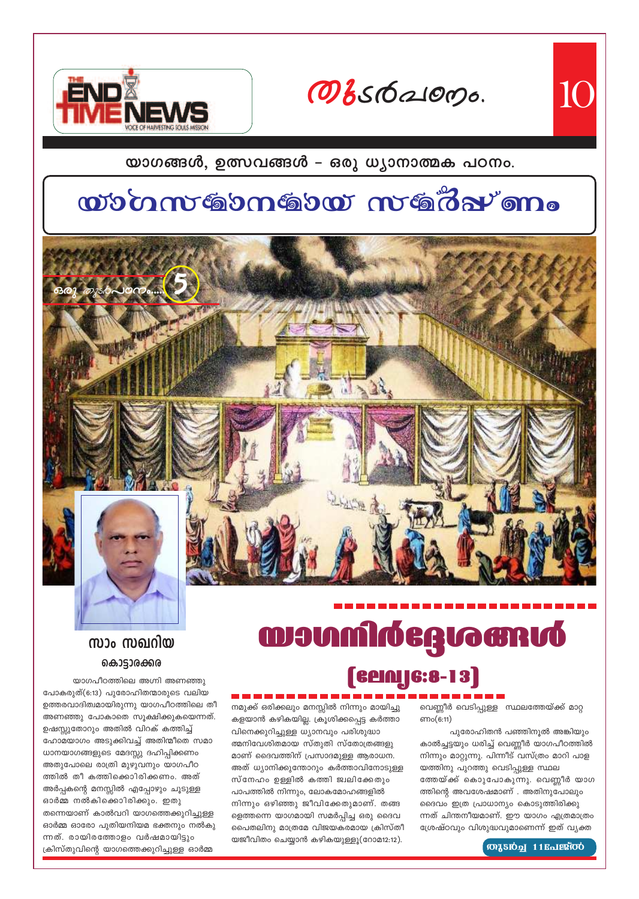# യാഗങ്ങൾ, ഉത്സവങ്ങൾ – ഒരു ധ്യാനാത്മക പഠനം.

## യാഗസമാനമായ സമർപ്പണം

ഒരു തുടർപഠനം..... 5

**സാം സഖറിയ**
**കൊട്ടാരക്കര**

# യാഗനിർദ്ദേശങ്ങൾ

## (ലേവ്യ6:8-13)

യാഗപീഠത്തിലെ അഗ്നി അണഞ്ഞു പോകരുത്(6:13) പുരോഹിതന്മാരുടെ വലിയ ഉത്തരവാദിത്വമായിരുന്നു യാഗപീഠത്തിലെ തീ അണഞ്ഞു പോകാതെ സൂക്ഷിക്കുകയെന്നത്. ഉഷസ്സുതോറും അതിൽ വിറക് കത്തിച്ച് ഹോമയാഗം അടുക്കിവച്ച് അതിന്മീതെ സമാധാനയാഗങ്ങളുടെ മേദസ്സു ദഹിപ്പിക്കണം അതുപോലെ രാത്രി മുഴുവനും യാഗപീഠത്തിൽ തീ കത്തിക്കൊരിക്കണം. അത് അർപ്പകന്റെ മനസ്സിൽ എപ്പോഴും ചൂടുള്ള ഓർമ്മ നൽകിക്കൊരിക്കും. ഇതു തന്നെയാണ് കാൽവറി യാഗത്തെക്കുറിച്ചുള്ള ഓർമ്മ ഓരോ പുതിയനിയമ ഭക്തനും നൽകുന്നത്. രായിരത്തോളം വർഷമായിട്ടും ക്രിസ്തുവിന്റെ യാഗത്തെക്കുറിച്ചുള്ള ഓർമ്മ നമുക്ക് ഒരിക്കലും മനസ്സിൽ നിന്നും മായിച്ചു കളയാൻ കഴികയില്ല. ക്രൂശിക്കപ്പെട്ട കർത്താവിനെക്കുറിച്ചുള്ള ധ്യാനവും പരിശുദ്ധാത്മനിവേശിതമായ സ്തുതി സ്തോത്രങ്ങളുമാണ് ദൈവത്തിന് പ്രസാദമുള്ള ആരാധന. അത് ധ്യാനിക്കുന്തോറും കർത്താവിനോടുള്ള സ്നേഹം ഉള്ളിൽ കത്തി ജ്വലിക്കേതും പാപത്തിൽ നിന്നും, ലോകമോഹങ്ങളിൽ നിന്നും ഒഴിഞ്ഞു ജീവിക്കേതുമാണ്. തങ്ങളെത്തന്നെ യാഗമായി സമർപ്പിച്ച ഒരു ദൈവപൈതലിനു മാത്രമേ വിജയകരമായ ക്രിസ്തീയജീവിതം ചെയ്യാൻ കഴികയുള്ളൂ(റോമ12:12).

വെണ്ണീർ വെടിപ്പുള്ള സ്ഥലത്തേയ്ക്ക് മാറ്റണം(6:11)

പുരോഹിതൻ പഞ്ഞിനൂൽ അങ്കിയും കാൽച്ചട്ടയും ധരിച്ച് വെണ്ണീർ യാഗപീഠത്തിൽ നിന്നും മാറ്റുന്നു. പിന്നീട് വസ്ത്രം മാറി പാളയത്തിനു പുറത്തു വെടിപ്പുള്ള സ്ഥലത്തേയ്ക്ക് കൊുപോകുന്നു. വെണ്ണീർ യാഗത്തിന്റെ അവശേഷമാണ് . അതിനുപോലും ദൈവം ഇത്ര പ്രാധാന്യം കൊടുത്തിരിക്കുന്നത് ചിന്തനീയമാണ്. ഈ യാഗം എത്രമാത്രം ശ്രേഷ്ഠവും വിശുദ്ധവുമാണെന്ന് ഇത് വ്യക്ത

തുടർച്ച 11പേജിൽ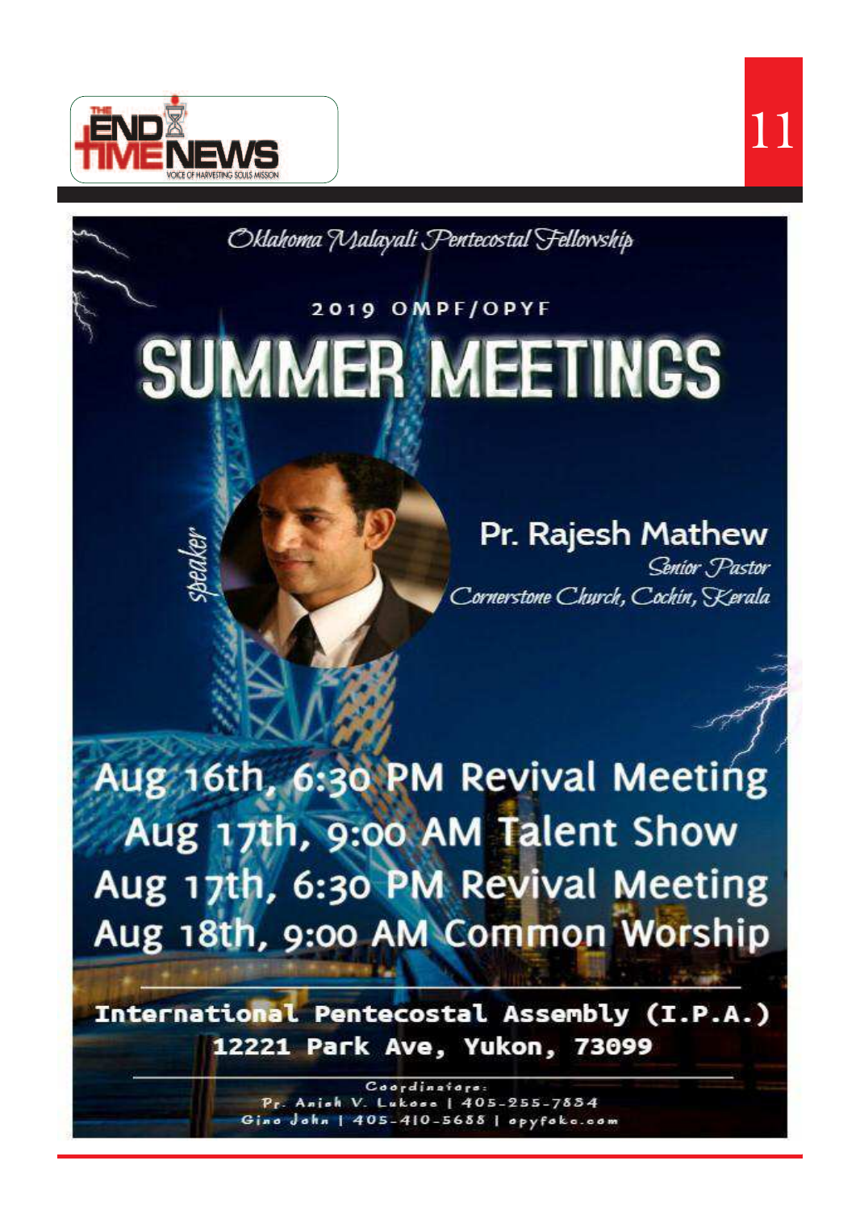*Oklahoma Malayali Pentecostal Fellowship*

2019 OMPF/OPYF

# SUMMER MEETINGS

*speaker*

**Pr. Rajesh Mathew**
*Senior Pastor*
*Cornerstone Church, Cochin, Kerala*

Aug 16th, 6:30 PM Revival Meeting
Aug 17th, 9:00 AM Talent Show
Aug 17th, 6:30 PM Revival Meeting
Aug 18th, 9:00 AM Common Worship

**International Pentecostal Assembly (I.P.A.)**
**12221 Park Ave, Yukon, 73099**

Coordinators:
Pr. Anish V. Lukose | 405-255-7854
Gino John | 405-410-5688 | opyfokc.com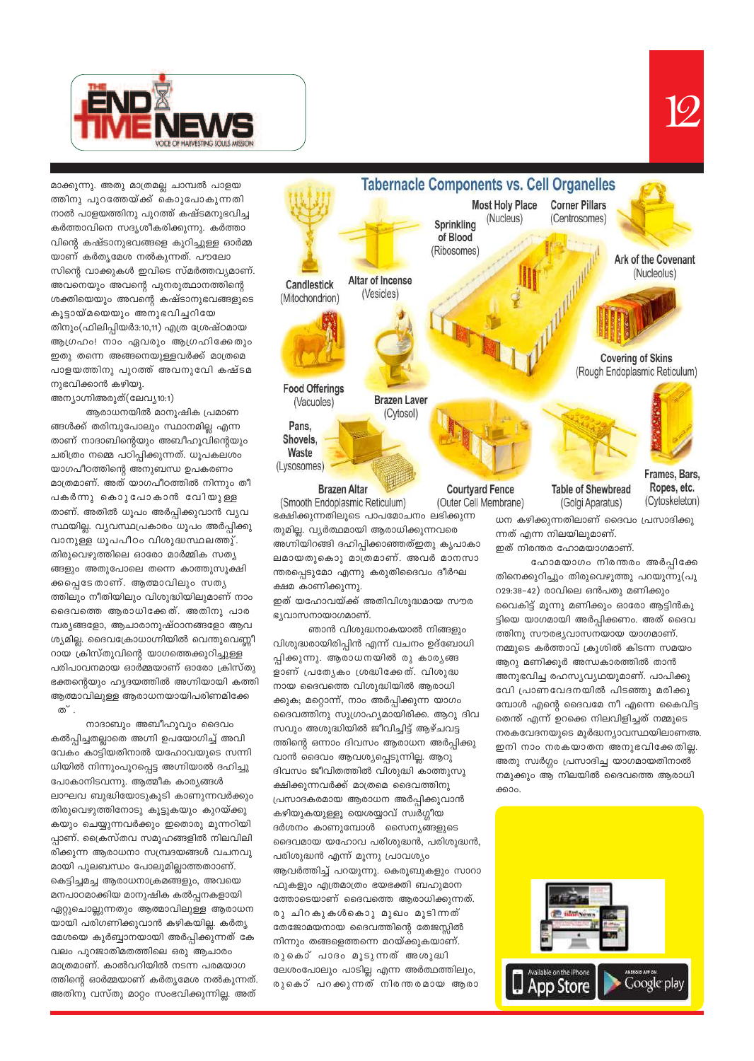മാക്കുന്നു. അതു മാത്രമല്ല ചാമ്പൽ പാളയത്തിനു പുറത്തേയ്ക്ക് കൊുപോകുന്നതിനാൽ പാളയത്തിനു പുറത്ത് കഷ്ടമനുഭവിച്ച കർത്താവിനെ സദൃശീകരിക്കുന്നു. കർത്താവിന്റെ കഷ്ടാനുഭവങ്ങളെ കുറിച്ചുള്ള ഓർമ്മയാണ് കർതൃമേശ നൽകുന്നത്. പൗലോസിന്റെ വാക്കുകൾ ഇവിടെ സ്മർത്തവ്യമാണ്. അവനെയും അവന്റെ പുനരുത്ഥാനത്തിന്റെ ശക്തിയെയും അവന്റെ കഷ്ടാനുഭവങ്ങളുടെ കൂട്ടായ്മയെയും അനുഭവിച്ചറിയേതിനും(ഫിലിപ്പിയർ3:10,11) എത്ര ശ്രേഷ്ഠമായ ആഗ്രഹം! നാം ഏവരും ആഗ്രഹിക്കേതും ഇതു തന്നെ അങ്ങനെയുള്ളവർക്ക് മാത്രമെ പാളയത്തിനു പുറത്ത് അവനുവേി കഷ്ടമനുഭവിക്കാൻ കഴിയൂ.

അന്യാഗ്നിഅരുത്(ലേവ്യ10:1)

ആരാധനയിൽ മാനുഷിക പ്രമാണങ്ങൾക്ക് തരിമ്പുപോലും സ്ഥാനമില്ല എന്നതാണ് നാദാബിന്റെയും അബീഹൂവിന്റെയും ചരിത്രം നമ്മെ പഠിപ്പിക്കുന്നത്. ധൂപകലശം യാഗപീഠത്തിന്റെ അനുബന്ധ ഉപകരണം മാത്രമാണ്. അത് യാഗപീഠത്തിൽ നിന്നും തീ പകർന്നു കൊുപോകാൻ വേിയുള്ളതാണ്. അതിൽ ധൂപം അർപ്പിക്കുവാൻ വ്യവസ്ഥയില്ല. വ്യവസ്ഥപ്രകാരം ധൂപം അർപ്പിക്കുവാനുള്ള ധൂപപീഠം വിശുദ്ധസ്ഥലത്ത്. തിരുവെഴുത്തിലെ ഓരോ മാർമ്മിക സത്യങ്ങളും അതുപോലെ തന്നെ കാത്തുസൂക്ഷിക്കപ്പെടേതാണ്. ആത്മാവിലും സത്യത്തിലും നീതിയിലും വിശുദ്ധിയിലുമാണ് നാം ദൈവത്തെ ആരാധിക്കേത്. അതിനു പാരമ്പര്യങ്ങളോ, ആചാരാനുഷ്ഠാനങ്ങളോ ആവശ്യമില്ല. ദൈവക്രോധാഗ്നിയിൽ വെന്തുവെണ്ണീറായ ക്രിസ്തുവിന്റെ യാഗത്തെക്കുറിച്ചുള്ള പരിപാവനമായ ഓർമ്മയാണ് ഓരോ ക്രിസ്തുഭക്തന്റെയും ഹൃദയത്തിൽ അഗ്നിയായി കത്തി ആത്മാവിലുള്ള ആരാധനയായിപരിണമിക്കേത്.

നാദാബും അബീഹൂവും ദൈവം കൽപ്പിച്ചതല്ലാതെ അഗ്നി ഉപയോഗിച്ച് അവിവേകം കാട്ടിയതിനാൽ യഹോവയുടെ സന്നിധിയിൽ നിന്നുംപുറപ്പെട്ട അഗ്നിയാൽ ദഹിച്ചുപോകാനിടവന്നു. ആത്മീക കാര്യങ്ങൾ ലാഘവ ബുദ്ധിയോടുകൂടി കാണുന്നവർക്കും തിരുവെഴുത്തിനോടു കൂട്ടുകയും കുറയ്ക്കുകയും ചെയ്യുന്നവർക്കും ഇതൊരു മുന്നറിയിപ്പാണ്. ക്രൈസ്തവ സമൂഹങ്ങളിൽ നിലവിലിരിക്കുന്ന ആരാധനാ സമ്പ്രദായങ്ങൾ വചനവുമായി പുലബന്ധം പോലുമില്ലാത്തതാണ്. കെട്ടിച്ചമച്ച ആരാധനാക്രമങ്ങളും, അവയെ മനപാഠമാക്കിയ മാനുഷിക കൽപ്പനകളായി ഏറ്റുചൊല്ലുന്നതും ആത്മാവിലുള്ള ആരാധനയായി പരിഗണിക്കുവാൻ കഴികയില്ല. കർതൃമേശയെ കുർബ്ബാനയായി അർപ്പിക്കുന്നത് കേവലം പുറജാതിമതത്തിലെ ഒരു ആചാരം മാത്രമാണ്. കാൽവറിയിൽ നടന്ന പരമയാഗത്തിന്റെ ഓർമ്മയാണ് കർതൃമേശ നൽകുന്നത്. അതിനു വസ്തു മാറ്റം സംഭവിക്കുന്നില്ല. അത് ഭക്ഷിക്കുന്നതിലൂടെ പാപമോചനം ലഭിക്കുന്നതുമില്ല. വ്യർത്ഥമായി ആരാധിക്കുന്നവരെ അഗ്നിയിറങ്ങി ദഹിപ്പിക്കാഞ്ഞത്ഇതു കൃപാകാലമായതുകൊു മാത്രമാണ്. അവർ മാനസാന്തരപ്പെടുമോ എന്നു കരുതിദൈവം ദീർഘക്ഷമ കാണിക്കുന്നു.

ഇത് യഹോവയ്ക്ക് അതിവിശുദ്ധമായ സൗരഭ്യവാസനായാഗമാണ്.

ഞാൻ വിശുദ്ധനാകയാൽ നിങ്ങളും വിശുദ്ധരായിരിപ്പിൻ എന്ന് വചനം ഉദ്ബോധിപ്പിക്കുന്നു. ആരാധനയിൽ രു കാര്യങ്ങളാണ് പ്രത്യേകം ശ്രദ്ധിക്കേത്. വിശുദ്ധനായ ദൈവത്തെ വിശുദ്ധിയിൽ ആരാധിക്കുക; മറ്റൊന്ന്, നാം അർപ്പിക്കുന്ന യാഗം ദൈവത്തിനു സുഗ്രാഹ്യമായിരിക്ക. ആറു ദിവസവും അശുദ്ധിയിൽ ജീവിച്ചിട്ട് ആഴ്ചവട്ടത്തിന്റെ ഒന്നാം ദിവസം ആരാധന അർപ്പിക്കുവാൻ ദൈവം ആവശ്യപ്പെടുന്നില്ല. ആറു ദിവസം ജീവിതത്തിൽ വിശുദ്ധി കാത്തുസൂക്ഷിക്കുന്നവർക്ക് മാത്രമെ ദൈവത്തിനു പ്രസാദകരമായ ആരാധന അർപ്പിക്കുവാൻ കഴിയുകയുള്ളൂ യെശയ്യാവ് സ്വർഗ്ഗീയ ദർശനം കാണുമ്പോൾ സൈന്യങ്ങളുടെ ദൈവമായ യഹോവ പരിശുദ്ധൻ, പരിശുദ്ധൻ, പരിശുദ്ധൻ എന്ന് മൂന്നു പ്രാവശ്യം ആവർത്തിച്ച് പറയുന്നു. കെരൂബുകളും സാറാഫുകളും എത്രമാത്രം ഭയഭക്തി ബഹുമാനത്തോടെയാണ് ദൈവത്തെ ആരാധിക്കുന്നത്. രു ചിറകുകൾകൊു മുഖം മൂടിന്നത് തേജോമയനായ ദൈവത്തിന്റെ തേജസ്സിൽ നിന്നും തങ്ങളെത്തന്നെ മറയ്ക്കുകയാണ്. രുകൊ് പാദം മൂടുന്നത് അശുദ്ധി ലേശംപോലും പാടില്ല എന്ന അർത്ഥത്തിലും, രുകൊ് പറക്കുന്നത് നിരന്തരമായ ആരാധന കഴിക്കുന്നതിലാണ് ദൈവം പ്രസാദിക്കുന്നത് എന്ന നിലയിലുമാണ്.

ഇത് നിരന്തര ഹോമയാഗമാണ്.

ഹോമയാഗം നിരന്തരം അർപ്പിക്കേതിനെക്കുറിച്ചും തിരുവെഴുത്തു പറയുന്നു(പുറ29:38-42) രാവിലെ ഒൻപതു മണിക്കും വൈകിട്ട് മൂന്നു മണിക്കും ഓരോ ആട്ടിൻകുട്ടിയെ യാഗമായി അർപ്പിക്കണം. അത് ദൈവത്തിനു സൗരഭ്യവാസനയായ യാഗമാണ്. നമ്മുടെ കർത്താവ് ക്രൂശിൽ കിടന്ന സമയം ആറു മണിക്കൂർ അന്ധകാരത്തിൽ താൻ അനുഭവിച്ച രഹസ്യവ്യഥയുമാണ്. പാപിക്കുവേി പ്രാണവേദനയിൽ പിടഞ്ഞു മരിക്കുമ്പോൾ എന്റെ ദൈവമേ നീ എന്നെ കൈവിട്ടതെന്ത് എന്ന് ഉറക്കെ നിലവിളിച്ചത് നമ്മുടെ നരകവേദനയുടെ മൂർദ്ധന്യാവസ്ഥയിലാണഅ. ഇനി നാം നരകയാതന അനുഭവിക്കേതില്ല. അതു സ്വർഗ്ഗം പ്രസാദിച്ച യാഗമായതിനാൽ നമുക്കും ആ നിലയിൽ ദൈവത്തെ ആരാധിക്കാം.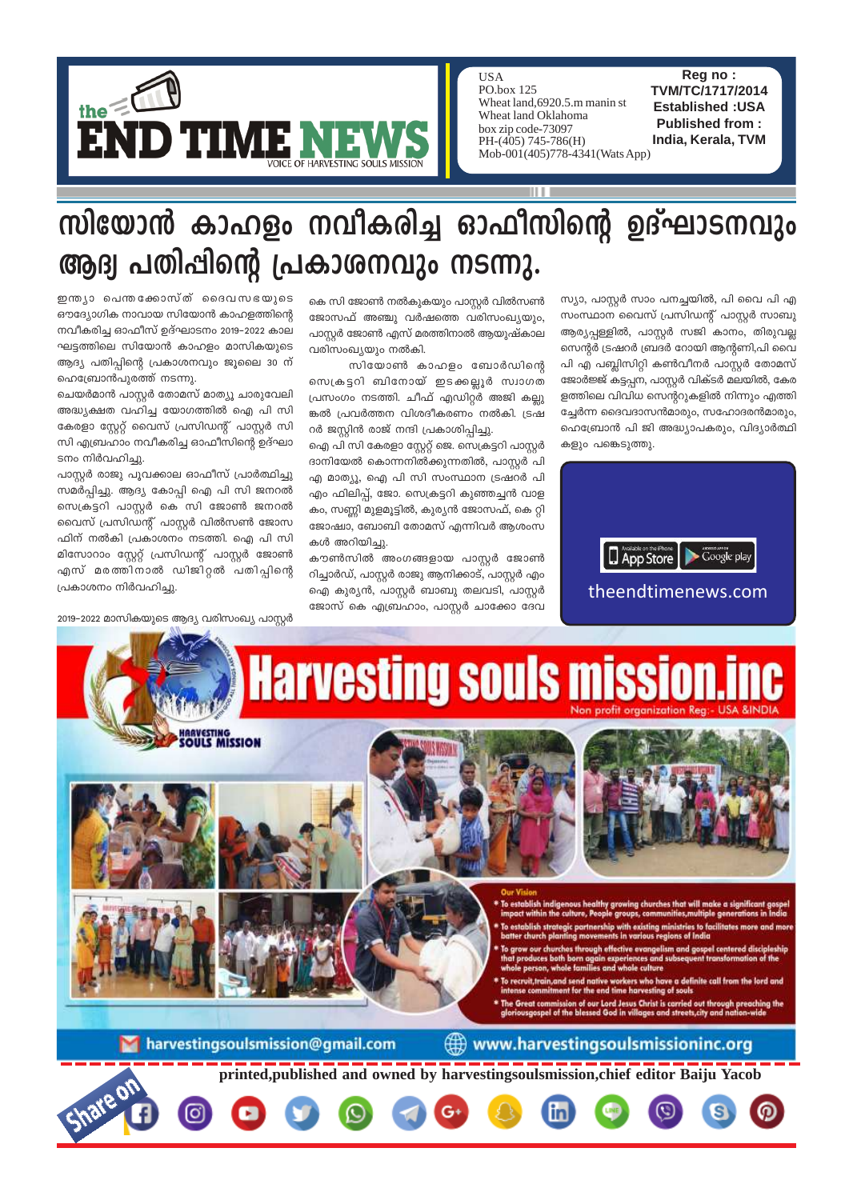# the END TIME NEWS

VOICE OF HARVESTING SOULS MISSION

USA
PO.box 125
Wheat land,6920.5.m manin st
Wheat land Oklahoma
box zip code-73097
PH-(405) 745-786(H)
Mob-001(405)778-4341(Wats App)

**Reg no : TVM/TC/1717/2014**
**Established :USA**
**Published from : India, Kerala, TVM**

# സിയോൻ കാഹളം നവീകരിച്ച ഓഫീസിന്റെ ഉദ്ഘാടനവും ആദ്യ പതിപ്പിന്റെ പ്രകാശനവും നടന്നു.

ഇന്ത്യാ പെന്തക്കോസ്ത് ദൈവസഭയുടെ ഔദ്യോഗിക നാവായ സിയോൻ കാഹളത്തിന്റെ നവീകരിച്ച ഓഫീസ് ഉദ്ഘാടനം 2019–2022 കാലഘട്ടത്തിലെ സിയോൻ കാഹളം മാസികയുടെ ആദ്യ പതിപ്പിന്റെ പ്രകാശനവും ജൂലൈ 30 ന് ഹെബ്രോൻപുരത്ത് നടന്നു.

ചെയർമാൻ പാസ്റ്റർ തോമസ് മാത്യു ചാരുവേലി അദ്ധ്യക്ഷത വഹിച്ച യോഗത്തിൽ ഐ പി സി കേരളാ സ്റ്റേറ്റ് വൈസ് പ്രസിഡന്റ് പാസ്റ്റർ സി സി എബ്രഹാം നവീകരിച്ച ഓഫീസിന്റെ ഉദ്ഘാടനം നിർവഹിച്ചു.

പാസ്റ്റർ രാജു പൂവക്കാല ഓഫീസ് പ്രാർത്ഥിച്ചു സമർപ്പിച്ചു. ആദ്യ കോപ്പി ഐ പി സി ജനറൽ സെക്രട്ടറി പാസ്റ്റർ കെ സി ജോൺ ജനറൽ വൈസ് പ്രസിഡന്റ് പാസ്റ്റർ വിൽസൺ ജോസഫിന് നൽകി പ്രകാശനം നടത്തി. ഐ പി സി മിസോറാം സ്റ്റേറ്റ് പ്രസിഡന്റ് പാസ്റ്റർ ജോൺ എസ് മരത്തിനാൽ ഡിജിറ്റൽ പതിപ്പിന്റെ പ്രകാശനം നിർവഹിച്ചു.

2019–2022 മാസികയുടെ ആദ്യ വരിസംഖ്യ പാസ്റ്റർ കെ സി ജോൺ നൽകുകയും പാസ്റ്റർ വിൽസൺ ജോസഫ് അഞ്ചു വർഷത്തെ വരിസംഖ്യയും, പാസ്റ്റർ ജോൺ എസ് മരത്തിനാൽ ആയുഷ്കാല വരിസംഖ്യയും നൽകി.

സിയോൺ കാഹളം ബോർഡിന്റെ സെക്രട്ടറി ബിനോയ് ഇടക്കല്ലൂർ സ്വാഗത പ്രസംഗം നടത്തി. ചീഫ് എഡിറ്റർ അജി കല്ലുങ്കൽ പ്രവർത്തന വിശദീകരണം നൽകി. ട്രഷറർ ജസ്റ്റിൻ രാജ് നന്ദി പ്രകാശിപ്പിച്ചു.

ഐ പി സി കേരളാ സ്റ്റേറ്റ് ജെ. സെക്രട്ടറി പാസ്റ്റർ ദാനിയേൽ കൊന്നനിൽക്കുന്നതിൽ, പാസ്റ്റർ പി എ മാത്യു, ഐ പി സി സംസ്ഥാന ട്രഷറർ പി എം ഫിലിപ്പ്, ജോ. സെക്രട്ടറി കുഞ്ഞച്ചൻ വാളകം, സണ്ണി മുളമൂട്ടിൽ, കുര്യൻ ജോസഫ്, കെ റ്റി ജോഷ്വാ, ബാബി തോമസ് എന്നിവർ ആശംസകൾ അറിയിച്ചു.

കൗൺസിൽ അംഗങ്ങളായ പാസ്റ്റർ ജോൺ റിച്ചാർഡ്, പാസ്റ്റർ രാജു ആനിക്കാട്, പാസ്റ്റർ എം ഐ കുര്യൻ, പാസ്റ്റർ ബാബു തലവടി, പാസ്റ്റർ ജോസ് കെ എബ്രഹാം, പാസ്റ്റർ ചാക്കോ ദേവസ്യാ, പാസ്റ്റർ സാം പനച്ചയിൽ, പി വൈ പി എ സംസ്ഥാന വൈസ് പ്രസിഡന്റ് പാസ്റ്റർ സാബു ആര്യപ്പള്ളിൽ, പാസ്റ്റർ സജി കാനം, തിരുവല്ല സെന്റർ ട്രഷറർ ബ്രദർ റോയി ആന്റണി,പി വൈ പി എ പബ്ലിസിറ്റി കൺവീനർ പാസ്റ്റർ തോമസ് ജോർജ്ജ് കട്ടപ്പന, പാസ്റ്റർ വിക്ടർ മലയിൽ, കേരളത്തിലെ വിവിധ സെന്ററുകളിൽ നിന്നും എത്തിച്ചേർന്ന ദൈവദാസൻമാരും, സഹോദരൻമാരും, ഹെബ്രോൻ പി ജി അദ്ധ്യാപകരും, വിദ്യാർത്ഥികളും പങ്കെടുത്തു.

App Store | Google play

theendtimenews.com

# Harvesting souls mission.inc

Non profit organization Reg:- USA &INDIA

HARVESTING SOULS MISSION

**Our Vision**

- To establish indigenous healthy growing churches that will make a significant gospel impact within the culture, People groups, communities,multiple generations in India
- To establish strategic partnership with existing ministries to facilitates more and more batter church planting movements in various regions of India
- To grow our churches through effective evangelism and gospel centered discipleship that produces both born again experiences and subsequent transformation of the whole person, whole families and whole culture
- To recruit,train,and send native workers who have a definite call from the lord and intense commitment for the end time harvesting of souls
- The Great commission of our Lord Jesus Christ is carried out through preaching the glorious gospel of the blessed God in villages and streets,city and nation-wide

harvestingsoulsmission@gmail.com | www.harvestingsoulsmissioninc.org

**printed,published and owned by harvestingsoulsmission,chief editor Baiju Yacob**

Share on